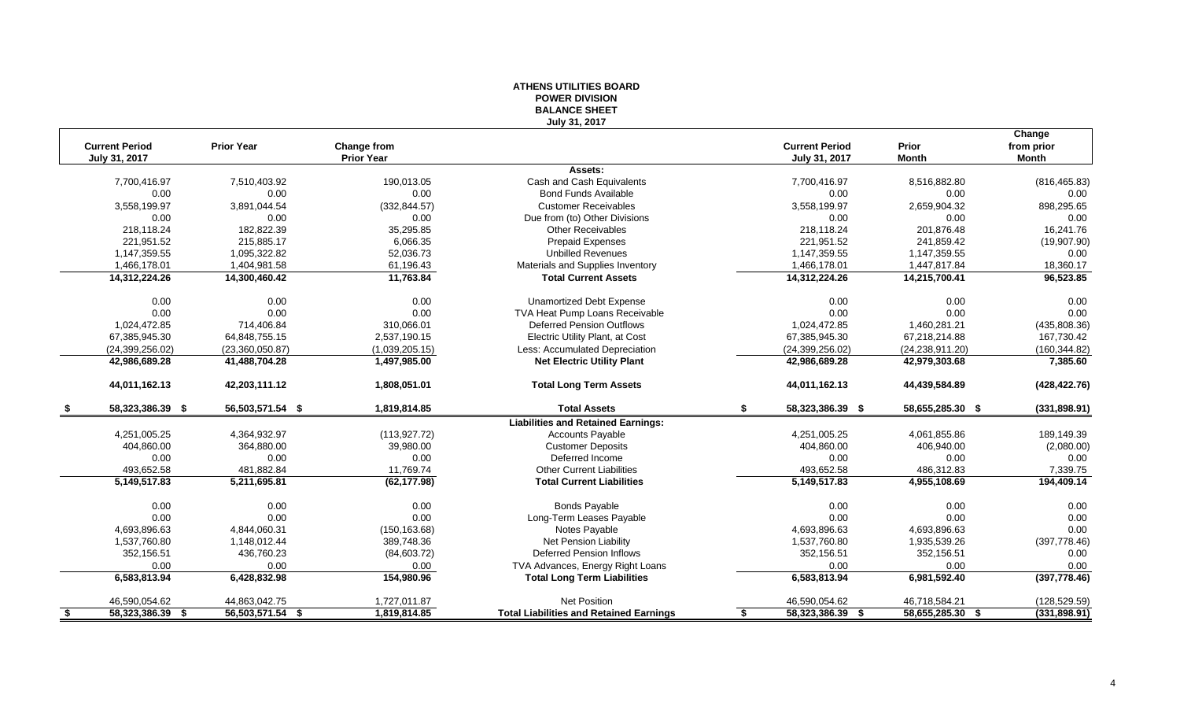# ATHENS UTILITIES BOARD
## POWER DIVISION
## BALANCE SHEET
### July 31, 2017

| Current Period July 31, 2017 | Prior Year | Change from Prior Year | | Current Period July 31, 2017 | Prior Month | Change from prior Month |
|---|---|---|---|---|---|---|
| | | | **Assets:** | | | |
| 7,700,416.97 | 7,510,403.92 | 190,013.05 | Cash and Cash Equivalents | 7,700,416.97 | 8,516,882.80 | (816,465.83) |
| 0.00 | 0.00 | 0.00 | Bond Funds Available | 0.00 | 0.00 | 0.00 |
| 3,558,199.97 | 3,891,044.54 | (332,844.57) | Customer Receivables | 3,558,199.97 | 2,659,904.32 | 898,295.65 |
| 0.00 | 0.00 | 0.00 | Due from (to) Other Divisions | 0.00 | 0.00 | 0.00 |
| 218,118.24 | 182,822.39 | 35,295.85 | Other Receivables | 218,118.24 | 201,876.48 | 16,241.76 |
| 221,951.52 | 215,885.17 | 6,066.35 | Prepaid Expenses | 221,951.52 | 241,859.42 | (19,907.90) |
| 1,147,359.55 | 1,095,322.82 | 52,036.73 | Unbilled Revenues | 1,147,359.55 | 1,147,359.55 | 0.00 |
| 1,466,178.01 | 1,404,981.58 | 61,196.43 | Materials and Supplies Inventory | 1,466,178.01 | 1,447,817.84 | 18,360.17 |
| **14,312,224.26** | **14,300,460.42** | **11,763.84** | **Total Current Assets** | **14,312,224.26** | **14,215,700.41** | **96,523.85** |
| 0.00 | 0.00 | 0.00 | Unamortized Debt Expense | 0.00 | 0.00 | 0.00 |
| 0.00 | 0.00 | 0.00 | TVA Heat Pump Loans Receivable | 0.00 | 0.00 | 0.00 |
| 1,024,472.85 | 714,406.84 | 310,066.01 | Deferred Pension Outflows | 1,024,472.85 | 1,460,281.21 | (435,808.36) |
| 67,385,945.30 | 64,848,755.15 | 2,537,190.15 | Electric Utility Plant, at Cost | 67,385,945.30 | 67,218,214.88 | 167,730.42 |
| (24,399,256.02) | (23,360,050.87) | (1,039,205.15) | Less: Accumulated Depreciation | (24,399,256.02) | (24,238,911.20) | (160,344.82) |
| **42,986,689.28** | **41,488,704.28** | **1,497,985.00** | **Net Electric Utility Plant** | **42,986,689.28** | **42,979,303.68** | **7,385.60** |
| **44,011,162.13** | **42,203,111.12** | **1,808,051.01** | **Total Long Term Assets** | **44,011,162.13** | **44,439,584.89** | **(428,422.76)** |
| **$ 58,323,386.39** | **$ 56,503,571.54** | **$ 1,819,814.85** | **Total Assets** | **$ 58,323,386.39** | **$ 58,655,285.30** | **$ (331,898.91)** |
| | | | **Liabilities and Retained Earnings:** | | | |
| 4,251,005.25 | 4,364,932.97 | (113,927.72) | Accounts Payable | 4,251,005.25 | 4,061,855.86 | 189,149.39 |
| 404,860.00 | 364,880.00 | 39,980.00 | Customer Deposits | 404,860.00 | 406,940.00 | (2,080.00) |
| 0.00 | 0.00 | 0.00 | Deferred Income | 0.00 | 0.00 | 0.00 |
| 493,652.58 | 481,882.84 | 11,769.74 | Other Current Liabilities | 493,652.58 | 486,312.83 | 7,339.75 |
| **5,149,517.83** | **5,211,695.81** | **(62,177.98)** | **Total Current Liabilities** | **5,149,517.83** | **4,955,108.69** | **194,409.14** |
| 0.00 | 0.00 | 0.00 | Bonds Payable | 0.00 | 0.00 | 0.00 |
| 0.00 | 0.00 | 0.00 | Long-Term Leases Payable | 0.00 | 0.00 | 0.00 |
| 4,693,896.63 | 4,844,060.31 | (150,163.68) | Notes Payable | 4,693,896.63 | 4,693,896.63 | 0.00 |
| 1,537,760.80 | 1,148,012.44 | 389,748.36 | Net Pension Liability | 1,537,760.80 | 1,935,539.26 | (397,778.46) |
| 352,156.51 | 436,760.23 | (84,603.72) | Deferred Pension Inflows | 352,156.51 | 352,156.51 | 0.00 |
| 0.00 | 0.00 | 0.00 | TVA Advances, Energy Right Loans | 0.00 | 0.00 | 0.00 |
| **6,583,813.94** | **6,428,832.98** | **154,980.96** | **Total Long Term Liabilities** | **6,583,813.94** | **6,981,592.40** | **(397,778.46)** |
| 46,590,054.62 | 44,863,042.75 | 1,727,011.87 | Net Position | 46,590,054.62 | 46,718,584.21 | (128,529.59) |
| **$ 58,323,386.39** | **$ 56,503,571.54** | **$ 1,819,814.85** | **Total Liabilities and Retained Earnings** | **$ 58,323,386.39** | **$ 58,655,285.30** | **$ (331,898.91)** |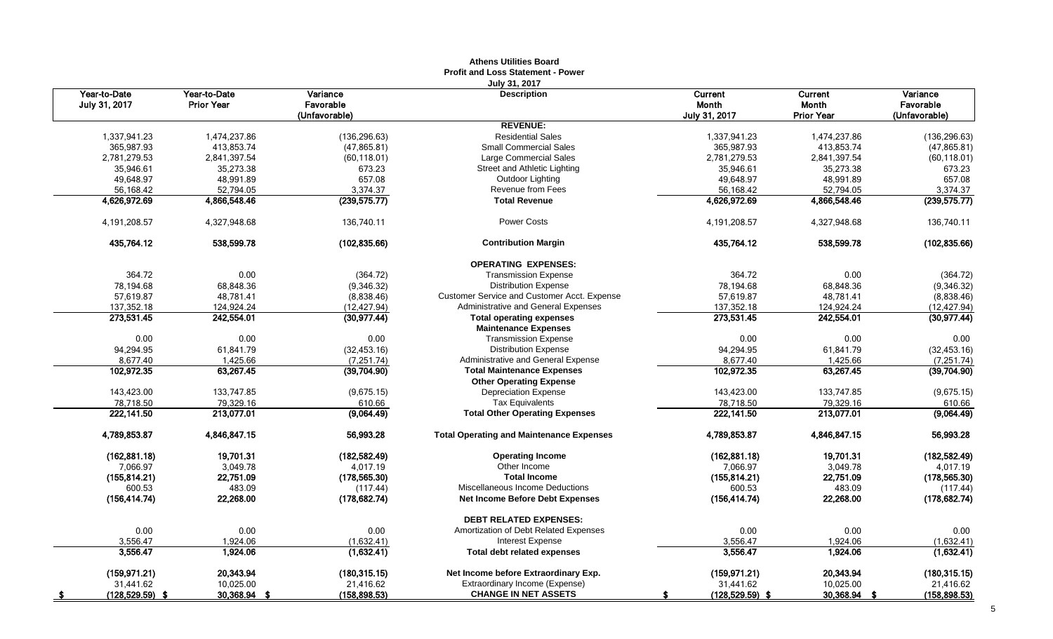**Athens Utilities Board**
**Profit and Loss Statement - Power**
**July 31, 2017**

| Year-to-Date July 31, 2017 | Year-to-Date Prior Year | Variance Favorable (Unfavorable) | Description | Current Month July 31, 2017 | Current Month Prior Year | Variance Favorable (Unfavorable) |
|---|---|---|---|---|---|---|
| | | | **REVENUE:** | | | |
| 1,337,941.23 | 1,474,237.86 | (136,296.63) | Residential Sales | 1,337,941.23 | 1,474,237.86 | (136,296.63) |
| 365,987.93 | 413,853.74 | (47,865.81) | Small Commercial Sales | 365,987.93 | 413,853.74 | (47,865.81) |
| 2,781,279.53 | 2,841,397.54 | (60,118.01) | Large Commercial Sales | 2,781,279.53 | 2,841,397.54 | (60,118.01) |
| 35,946.61 | 35,273.38 | 673.23 | Street and Athletic Lighting | 35,946.61 | 35,273.38 | 673.23 |
| 49,648.97 | 48,991.89 | 657.08 | Outdoor Lighting | 49,648.97 | 48,991.89 | 657.08 |
| 56,168.42 | 52,794.05 | 3,374.37 | Revenue from Fees | 56,168.42 | 52,794.05 | 3,374.37 |
| **4,626,972.69** | **4,866,548.46** | **(239,575.77)** | **Total Revenue** | **4,626,972.69** | **4,866,548.46** | **(239,575.77)** |
| 4,191,208.57 | 4,327,948.68 | 136,740.11 | Power Costs | 4,191,208.57 | 4,327,948.68 | 136,740.11 |
| **435,764.12** | **538,599.78** | **(102,835.66)** | **Contribution Margin** | **435,764.12** | **538,599.78** | **(102,835.66)** |
| | | | **OPERATING EXPENSES:** | | | |
| 364.72 | 0.00 | (364.72) | Transmission Expense | 364.72 | 0.00 | (364.72) |
| 78,194.68 | 68,848.36 | (9,346.32) | Distribution Expense | 78,194.68 | 68,848.36 | (9,346.32) |
| 57,619.87 | 48,781.41 | (8,838.46) | Customer Service and Customer Acct. Expense | 57,619.87 | 48,781.41 | (8,838.46) |
| 137,352.18 | 124,924.24 | (12,427.94) | Administrative and General Expenses | 137,352.18 | 124,924.24 | (12,427.94) |
| **273,531.45** | **242,554.01** | **(30,977.44)** | **Total operating expenses** | **273,531.45** | **242,554.01** | **(30,977.44)** |
| | | | **Maintenance Expenses** | | | |
| 0.00 | 0.00 | 0.00 | Transmission Expense | 0.00 | 0.00 | 0.00 |
| 94,294.95 | 61,841.79 | (32,453.16) | Distribution Expense | 94,294.95 | 61,841.79 | (32,453.16) |
| 8,677.40 | 1,425.66 | (7,251.74) | Administrative and General Expense | 8,677.40 | 1,425.66 | (7,251.74) |
| **102,972.35** | **63,267.45** | **(39,704.90)** | **Total Maintenance Expenses** | **102,972.35** | **63,267.45** | **(39,704.90)** |
| | | | **Other Operating Expense** | | | |
| 143,423.00 | 133,747.85 | (9,675.15) | Depreciation Expense | 143,423.00 | 133,747.85 | (9,675.15) |
| 78,718.50 | 79,329.16 | 610.66 | Tax Equivalents | 78,718.50 | 79,329.16 | 610.66 |
| **222,141.50** | **213,077.01** | **(9,064.49)** | **Total Other Operating Expenses** | **222,141.50** | **213,077.01** | **(9,064.49)** |
| **4,789,853.87** | **4,846,847.15** | **56,993.28** | **Total Operating and Maintenance Expenses** | **4,789,853.87** | **4,846,847.15** | **56,993.28** |
| **(162,881.18)** | **19,701.31** | **(182,582.49)** | **Operating Income** | **(162,881.18)** | **19,701.31** | **(182,582.49)** |
| 7,066.97 | 3,049.78 | 4,017.19 | Other Income | 7,066.97 | 3,049.78 | 4,017.19 |
| **(155,814.21)** | **22,751.09** | **(178,565.30)** | **Total Income** | **(155,814.21)** | **22,751.09** | **(178,565.30)** |
| 600.53 | 483.09 | (117.44) | Miscellaneous Income Deductions | 600.53 | 483.09 | (117.44) |
| **(156,414.74)** | **22,268.00** | **(178,682.74)** | **Net Income Before Debt Expenses** | **(156,414.74)** | **22,268.00** | **(178,682.74)** |
| | | | **DEBT RELATED EXPENSES:** | | | |
| 0.00 | 0.00 | 0.00 | Amortization of Debt Related Expenses | 0.00 | 0.00 | 0.00 |
| 3,556.47 | 1,924.06 | (1,632.41) | Interest Expense | 3,556.47 | 1,924.06 | (1,632.41) |
| **3,556.47** | **1,924.06** | **(1,632.41)** | **Total debt related expenses** | **3,556.47** | **1,924.06** | **(1,632.41)** |
| **(159,971.21)** | **20,343.94** | **(180,315.15)** | **Net Income before Extraordinary Exp.** | **(159,971.21)** | **20,343.94** | **(180,315.15)** |
| 31,441.62 | 10,025.00 | 21,416.62 | Extraordinary Income (Expense) | 31,441.62 | 10,025.00 | 21,416.62 |
| **$ (128,529.59)** | **$ 30,368.94** | **$ (158,898.53)** | **CHANGE IN NET ASSETS** | **$ (128,529.59)** | **$ 30,368.94** | **$ (158,898.53)** |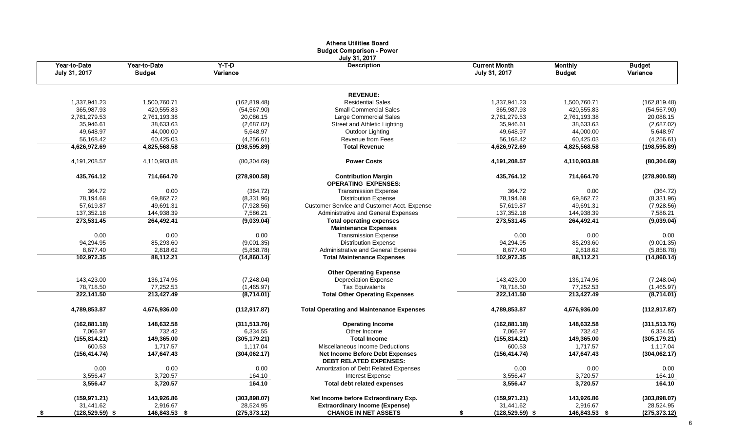# Athens Utilities Board
## Budget Comparison - Power
### July 31, 2017

| Year-to-Date July 31, 2017 | Year-to-Date Budget | Y-T-D Variance | Description | Current Month July 31, 2017 | Monthly Budget | Budget Variance |
|---|---|---|---|---|---|---|
| | | | **REVENUE:** | | | |
| 1,337,941.23 | 1,500,760.71 | (162,819.48) | Residential Sales | 1,337,941.23 | 1,500,760.71 | (162,819.48) |
| 365,987.93 | 420,555.83 | (54,567.90) | Small Commercial Sales | 365,987.93 | 420,555.83 | (54,567.90) |
| 2,781,279.53 | 2,761,193.38 | 20,086.15 | Large Commercial Sales | 2,781,279.53 | 2,761,193.38 | 20,086.15 |
| 35,946.61 | 38,633.63 | (2,687.02) | Street and Athletic Lighting | 35,946.61 | 38,633.63 | (2,687.02) |
| 49,648.97 | 44,000.00 | 5,648.97 | Outdoor Lighting | 49,648.97 | 44,000.00 | 5,648.97 |
| 56,168.42 | 60,425.03 | (4,256.61) | Revenue from Fees | 56,168.42 | 60,425.03 | (4,256.61) |
| **4,626,972.69** | **4,825,568.58** | **(198,595.89)** | **Total Revenue** | **4,626,972.69** | **4,825,568.58** | **(198,595.89)** |
| 4,191,208.57 | 4,110,903.88 | (80,304.69) | **Power Costs** | **4,191,208.57** | **4,110,903.88** | **(80,304.69)** |
| **435,764.12** | **714,664.70** | **(278,900.58)** | **Contribution Margin** | **435,764.12** | **714,664.70** | **(278,900.58)** |
| | | | **OPERATING EXPENSES:** | | | |
| 364.72 | 0.00 | (364.72) | Transmission Expense | 364.72 | 0.00 | (364.72) |
| 78,194.68 | 69,862.72 | (8,331.96) | Distribution Expense | 78,194.68 | 69,862.72 | (8,331.96) |
| 57,619.87 | 49,691.31 | (7,928.56) | Customer Service and Customer Acct. Expense | 57,619.87 | 49,691.31 | (7,928.56) |
| 137,352.18 | 144,938.39 | 7,586.21 | Administrative and General Expenses | 137,352.18 | 144,938.39 | 7,586.21 |
| **273,531.45** | **264,492.41** | **(9,039.04)** | **Total operating expenses** | **273,531.45** | **264,492.41** | **(9,039.04)** |
| | | | **Maintenance Expenses** | | | |
| 0.00 | 0.00 | 0.00 | Transmission Expense | 0.00 | 0.00 | 0.00 |
| 94,294.95 | 85,293.60 | (9,001.35) | Distribution Expense | 94,294.95 | 85,293.60 | (9,001.35) |
| 8,677.40 | 2,818.62 | (5,858.78) | Administrative and General Expense | 8,677.40 | 2,818.62 | (5,858.78) |
| **102,972.35** | **88,112.21** | **(14,860.14)** | **Total Maintenance Expenses** | **102,972.35** | **88,112.21** | **(14,860.14)** |
| | | | **Other Operating Expense** | | | |
| 143,423.00 | 136,174.96 | (7,248.04) | Depreciation Expense | 143,423.00 | 136,174.96 | (7,248.04) |
| 78,718.50 | 77,252.53 | (1,465.97) | Tax Equivalents | 78,718.50 | 77,252.53 | (1,465.97) |
| **222,141.50** | **213,427.49** | **(8,714.01)** | **Total Other Operating Expenses** | **222,141.50** | **213,427.49** | **(8,714.01)** |
| **4,789,853.87** | **4,676,936.00** | **(112,917.87)** | **Total Operating and Maintenance Expenses** | **4,789,853.87** | **4,676,936.00** | **(112,917.87)** |
| **(162,881.18)** | **148,632.58** | **(311,513.76)** | **Operating Income** | **(162,881.18)** | **148,632.58** | **(311,513.76)** |
| 7,066.97 | 732.42 | 6,334.55 | Other Income | 7,066.97 | 732.42 | 6,334.55 |
| **(155,814.21)** | **149,365.00** | **(305,179.21)** | **Total Income** | **(155,814.21)** | **149,365.00** | **(305,179.21)** |
| 600.53 | 1,717.57 | 1,117.04 | Miscellaneous Income Deductions | 600.53 | 1,717.57 | 1,117.04 |
| **(156,414.74)** | **147,647.43** | **(304,062.17)** | **Net Income Before Debt Expenses** | **(156,414.74)** | **147,647.43** | **(304,062.17)** |
| | | | **DEBT RELATED EXPENSES:** | | | |
| 0.00 | 0.00 | 0.00 | Amortization of Debt Related Expenses | 0.00 | 0.00 | 0.00 |
| 3,556.47 | 3,720.57 | 164.10 | Interest Expense | 3,556.47 | 3,720.57 | 164.10 |
| **3,556.47** | **3,720.57** | **164.10** | **Total debt related expenses** | **3,556.47** | **3,720.57** | **164.10** |
| **(159,971.21)** | **143,926.86** | **(303,898.07)** | **Net Income before Extraordinary Exp.** | **(159,971.21)** | **143,926.86** | **(303,898.07)** |
| 31,441.62 | 2,916.67 | 28,524.95 | **Extraordinary Income (Expense)** | 31,441.62 | 2,916.67 | 28,524.95 |
| **$ (128,529.59)** | **$ 146,843.53** | **$ (275,373.12)** | **CHANGE IN NET ASSETS** | **$ (128,529.59)** | **$ 146,843.53** | **$ (275,373.12)** |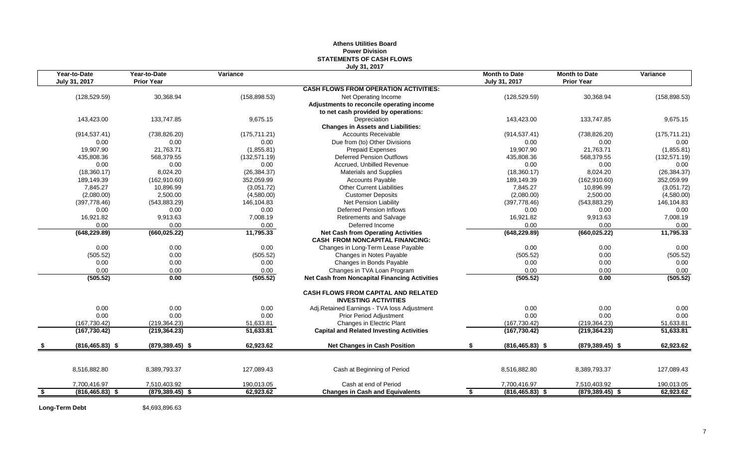# Athens Utilities Board
## Power Division
## STATEMENTS OF CASH FLOWS
### July 31, 2017

| Year-to-Date July 31, 2017 | Year-to-Date Prior Year | Variance | | Month to Date July 31, 2017 | Month to Date Prior Year | Variance |
|---|---|---|---|---|---|---|
| | | | **CASH FLOWS FROM OPERATION ACTIVITIES:** | | | |
| (128,529.59) | 30,368.94 | (158,898.53) | Net Operating Income | (128,529.59) | 30,368.94 | (158,898.53) |
| | | | **Adjustments to reconcile operating income** | | | |
| | | | **to net cash provided by operations:** | | | |
| 143,423.00 | 133,747.85 | 9,675.15 | Depreciation | 143,423.00 | 133,747.85 | 9,675.15 |
| | | | **Changes in Assets and Liabilities:** | | | |
| (914,537.41) | (738,826.20) | (175,711.21) | Accounts Receivable | (914,537.41) | (738,826.20) | (175,711.21) |
| 0.00 | 0.00 | 0.00 | Due from (to) Other Divisions | 0.00 | 0.00 | 0.00 |
| 19,907.90 | 21,763.71 | (1,855.81) | Prepaid Expenses | 19,907.90 | 21,763.71 | (1,855.81) |
| 435,808.36 | 568,379.55 | (132,571.19) | Deferred Pension Outflows | 435,808.36 | 568,379.55 | (132,571.19) |
| 0.00 | 0.00 | 0.00 | Accrued, Unbilled Revenue | 0.00 | 0.00 | 0.00 |
| (18,360.17) | 8,024.20 | (26,384.37) | Materials and Supplies | (18,360.17) | 8,024.20 | (26,384.37) |
| 189,149.39 | (162,910.60) | 352,059.99 | Accounts Payable | 189,149.39 | (162,910.60) | 352,059.99 |
| 7,845.27 | 10,896.99 | (3,051.72) | Other Current Liabilities | 7,845.27 | 10,896.99 | (3,051.72) |
| (2,080.00) | 2,500.00 | (4,580.00) | Customer Deposits | (2,080.00) | 2,500.00 | (4,580.00) |
| (397,778.46) | (543,883.29) | 146,104.83 | Net Pension Liability | (397,778.46) | (543,883.29) | 146,104.83 |
| 0.00 | 0.00 | 0.00 | Deferred Pension Inflows | 0.00 | 0.00 | 0.00 |
| 16,921.82 | 9,913.63 | 7,008.19 | Retirements and Salvage | 16,921.82 | 9,913.63 | 7,008.19 |
| 0.00 | 0.00 | 0.00 | Deferred Income | 0.00 | 0.00 | 0.00 |
| **(648,229.89)** | **(660,025.22)** | **11,795.33** | **Net Cash from Operating Activities** | **(648,229.89)** | **(660,025.22)** | **11,795.33** |
| | | | **CASH FROM NONCAPITAL FINANCING:** | | | |
| 0.00 | 0.00 | 0.00 | Changes in Long-Term Lease Payable | 0.00 | 0.00 | 0.00 |
| (505.52) | 0.00 | (505.52) | Changes in Notes Payable | (505.52) | 0.00 | (505.52) |
| 0.00 | 0.00 | 0.00 | Changes in Bonds Payable | 0.00 | 0.00 | 0.00 |
| 0.00 | 0.00 | 0.00 | Changes in TVA Loan Program | 0.00 | 0.00 | 0.00 |
| **(505.52)** | **0.00** | **(505.52)** | **Net Cash from Noncapital Financing Activities** | **(505.52)** | **0.00** | **(505.52)** |
| | | | **CASH FLOWS FROM CAPITAL AND RELATED INVESTING ACTIVITIES** | | | |
| 0.00 | 0.00 | 0.00 | Adj.Retained Earnings - TVA loss Adjustment | 0.00 | 0.00 | 0.00 |
| 0.00 | 0.00 | 0.00 | Prior Period Adjustment | 0.00 | 0.00 | 0.00 |
| (167,730.42) | (219,364.23) | 51,633.81 | Changes in Electric Plant | (167,730.42) | (219,364.23) | 51,633.81 |
| **(167,730.42)** | **(219,364.23)** | **51,633.81** | **Capital and Related Investing Activities** | **(167,730.42)** | **(219,364.23)** | **51,633.81** |
| **$ (816,465.83)** | **$ (879,389.45)** | **$ 62,923.62** | **Net Changes in Cash Position** | **$ (816,465.83)** | **$ (879,389.45)** | **$ 62,923.62** |
| 8,516,882.80 | 8,389,793.37 | 127,089.43 | Cash at Beginning of Period | 8,516,882.80 | 8,389,793.37 | 127,089.43 |
| 7,700,416.97 | 7,510,403.92 | 190,013.05 | Cash at end of Period | 7,700,416.97 | 7,510,403.92 | 190,013.05 |
| **$ (816,465.83)** | **$ (879,389.45)** | **$ 62,923.62** | **Changes in Cash and Equivalents** | **$ (816,465.83)** | **$ (879,389.45)** | **$ 62,923.62** |

**Long-Term Debt** $4,693,896.63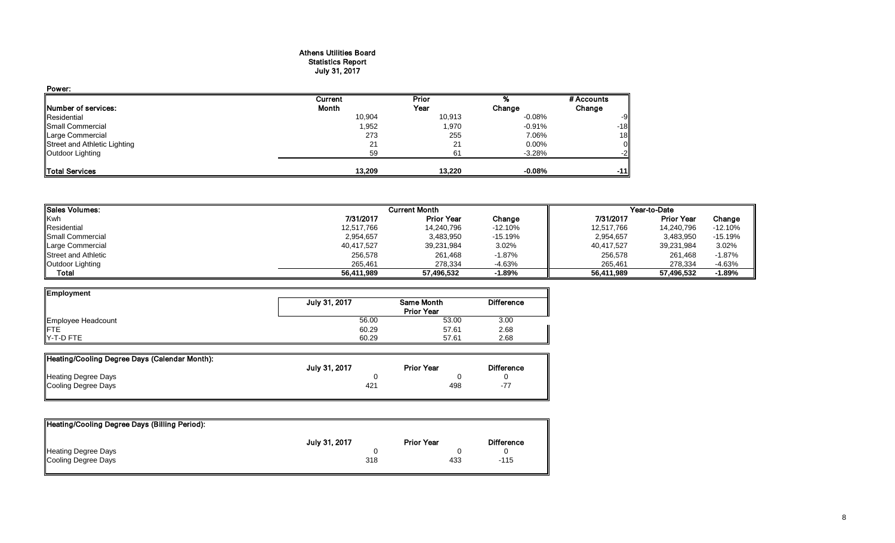# Athens Utilities Board
## Statistics Report
### July 31, 2017

**Power:**

| Number of services: | Current Month | Prior Year | % Change | # Accounts Change |
|---|---|---|---|---|
| Residential | 10,904 | 10,913 | -0.08% | -9 |
| Small Commercial | 1,952 | 1,970 | -0.91% | -18 |
| Large Commercial | 273 | 255 | 7.06% | 18 |
| Street and Athletic Lighting | 21 | 21 | 0.00% | 0 |
| Outdoor Lighting | 59 | 61 | -3.28% | -2 |
| **Total Services** | **13,209** | **13,220** | **-0.08%** | **-11** |

| Sales Volumes: | Current Month | | | Year-to-Date | | |
|---|---|---|---|---|---|---|
| Kwh | 7/31/2017 | Prior Year | Change | 7/31/2017 | Prior Year | Change |
| Residential | 12,517,766 | 14,240,796 | -12.10% | 12,517,766 | 14,240,796 | -12.10% |
| Small Commercial | 2,954,657 | 3,483,950 | -15.19% | 2,954,657 | 3,483,950 | -15.19% |
| Large Commercial | 40,417,527 | 39,231,984 | 3.02% | 40,417,527 | 39,231,984 | 3.02% |
| Street and Athletic | 256,578 | 261,468 | -1.87% | 256,578 | 261,468 | -1.87% |
| Outdoor Lighting | 265,461 | 278,334 | -4.63% | 265,461 | 278,334 | -4.63% |
| **Total** | **56,411,989** | **57,496,532** | **-1.89%** | **56,411,989** | **57,496,532** | **-1.89%** |

| Employment | July 31, 2017 | Same Month Prior Year | Difference |
|---|---|---|---|
| Employee Headcount | 56.00 | 53.00 | 3.00 |
| FTE | 60.29 | 57.61 | 2.68 |
| Y-T-D FTE | 60.29 | 57.61 | 2.68 |

| Heating/Cooling Degree Days (Calendar Month): | July 31, 2017 | Prior Year | Difference |
|---|---|---|---|
| Heating Degree Days | 0 | 0 | 0 |
| Cooling Degree Days | 421 | 498 | -77 |

| Heating/Cooling Degree Days (Billing Period): | July 31, 2017 | Prior Year | Difference |
|---|---|---|---|
| Heating Degree Days | 0 | 0 | 0 |
| Cooling Degree Days | 318 | 433 | -115 |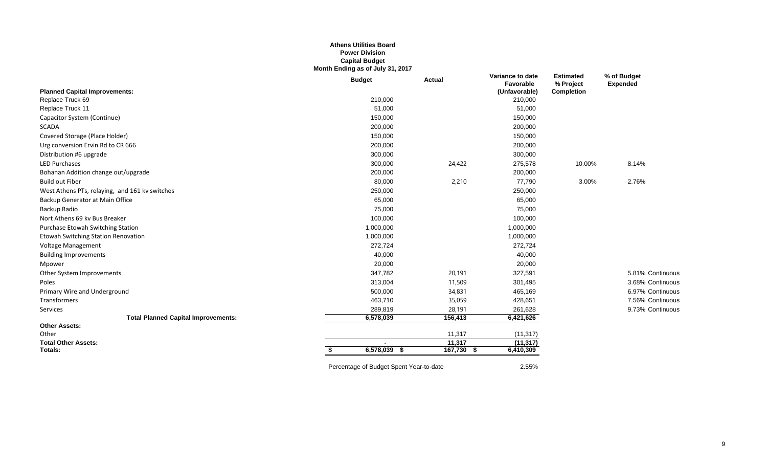**Athens Utilities Board**
**Power Division**
**Capital Budget**
**Month Ending as of July 31, 2017**

| | Budget | Actual | Variance to date Favorable (Unfavorable) | Estimated % Project Completion | % of Budget Expended | |
|---|---|---|---|---|---|---|
| **Planned Capital Improvements:** | | | | | | |
| Replace Truck 69 | 210,000 | | 210,000 | | | |
| Replace Truck 11 | 51,000 | | 51,000 | | | |
| Capacitor System (Continue) | 150,000 | | 150,000 | | | |
| SCADA | 200,000 | | 200,000 | | | |
| Covered Storage (Place Holder) | 150,000 | | 150,000 | | | |
| Urg conversion Ervin Rd to CR 666 | 200,000 | | 200,000 | | | |
| Distribution #6 upgrade | 300,000 | | 300,000 | | | |
| LED Purchases | 300,000 | 24,422 | 275,578 | 10.00% | 8.14% | |
| Bohanan Addition change out/upgrade | 200,000 | | 200,000 | | | |
| Build out Fiber | 80,000 | 2,210 | 77,790 | 3.00% | 2.76% | |
| West Athens PTs, relaying, and 161 kv switches | 250,000 | | 250,000 | | | |
| Backup Generator at Main Office | 65,000 | | 65,000 | | | |
| Backup Radio | 75,000 | | 75,000 | | | |
| Nort Athens 69 kv Bus Breaker | 100,000 | | 100,000 | | | |
| Purchase Etowah Switching Station | 1,000,000 | | 1,000,000 | | | |
| Etowah Switching Station Renovation | 1,000,000 | | 1,000,000 | | | |
| Voltage Management | 272,724 | | 272,724 | | | |
| Building Improvements | 40,000 | | 40,000 | | | |
| Mpower | 20,000 | | 20,000 | | | |
| Other System Improvements | 347,782 | 20,191 | 327,591 | | 5.81% | Continuous |
| Poles | 313,004 | 11,509 | 301,495 | | 3.68% | Continuous |
| Primary Wire and Underground | 500,000 | 34,831 | 465,169 | | 6.97% | Continuous |
| Transformers | 463,710 | 35,059 | 428,651 | | 7.56% | Continuous |
| Services | 289,819 | 28,191 | 261,628 | | 9.73% | Continuous |
| **Total Planned Capital Improvements:** | 6,578,039 | 156,413 | 6,421,626 | | | |
| **Other Assets:** | | | | | | |
| Other | | 11,317 | (11,317) | | | |
| **Total Other Assets:** | - | 11,317 | (11,317) | | | |
| **Totals:** | $ 6,578,039 | $ 167,730 | $ 6,410,309 | | | |

Percentage of Budget Spent Year-to-date 2.55%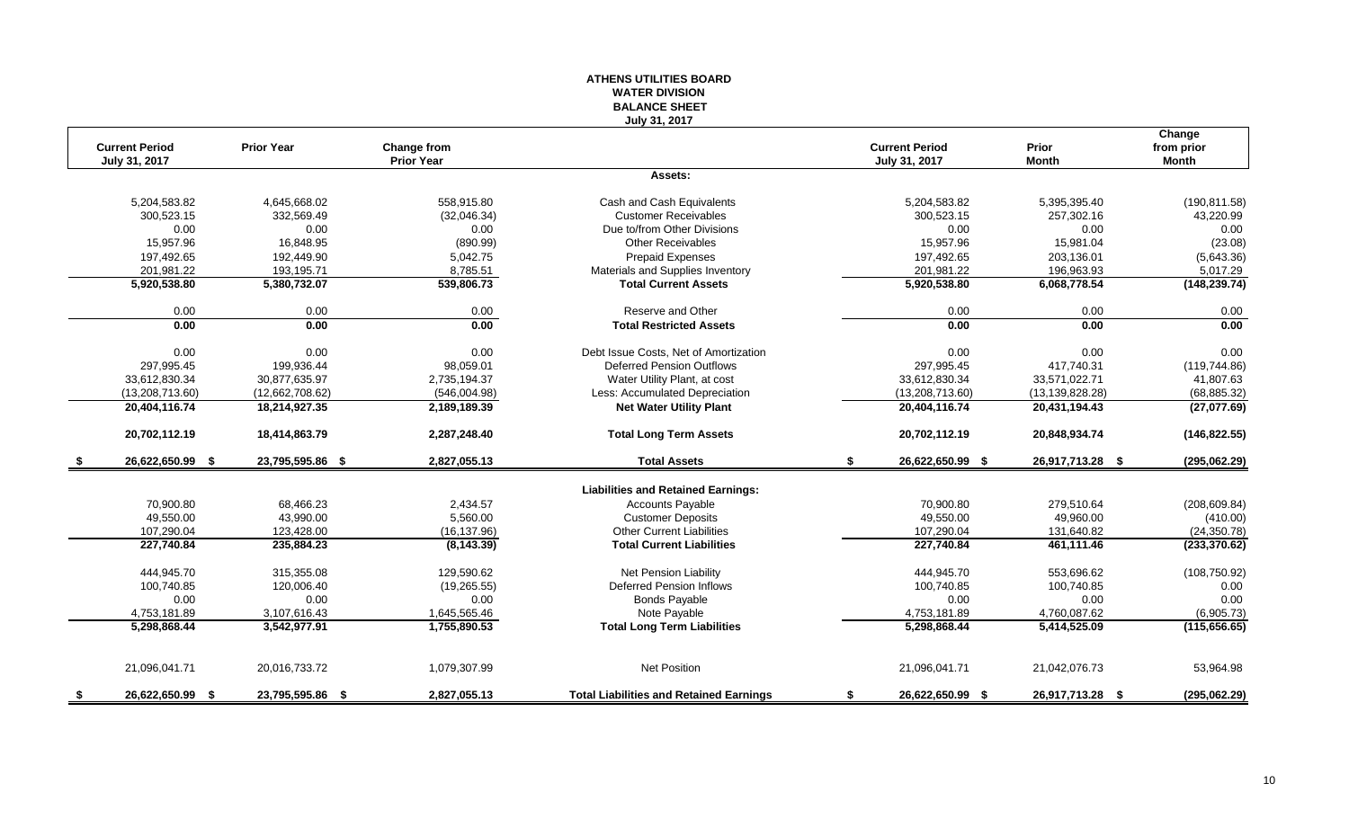# ATHENS UTILITIES BOARD
## WATER DIVISION
## BALANCE SHEET
### July 31, 2017

| Current Period July 31, 2017 | Prior Year | Change from Prior Year | | Current Period July 31, 2017 | Prior Month | Change from prior Month |
|---|---|---|---|---|---|---|
| | | | **Assets:** | | | |
| 5,204,583.82 | 4,645,668.02 | 558,915.80 | Cash and Cash Equivalents | 5,204,583.82 | 5,395,395.40 | (190,811.58) |
| 300,523.15 | 332,569.49 | (32,046.34) | Customer Receivables | 300,523.15 | 257,302.16 | 43,220.99 |
| 0.00 | 0.00 | 0.00 | Due to/from Other Divisions | 0.00 | 0.00 | 0.00 |
| 15,957.96 | 16,848.95 | (890.99) | Other Receivables | 15,957.96 | 15,981.04 | (23.08) |
| 197,492.65 | 192,449.90 | 5,042.75 | Prepaid Expenses | 197,492.65 | 203,136.01 | (5,643.36) |
| 201,981.22 | 193,195.71 | 8,785.51 | Materials and Supplies Inventory | 201,981.22 | 196,963.93 | 5,017.29 |
| **5,920,538.80** | **5,380,732.07** | **539,806.73** | **Total Current Assets** | **5,920,538.80** | **6,068,778.54** | **(148,239.74)** |
| 0.00 | 0.00 | 0.00 | Reserve and Other | 0.00 | 0.00 | 0.00 |
| **0.00** | **0.00** | **0.00** | **Total Restricted Assets** | **0.00** | **0.00** | **0.00** |
| 0.00 | 0.00 | 0.00 | Debt Issue Costs, Net of Amortization | 0.00 | 0.00 | 0.00 |
| 297,995.45 | 199,936.44 | 98,059.01 | Deferred Pension Outflows | 297,995.45 | 417,740.31 | (119,744.86) |
| 33,612,830.34 | 30,877,635.97 | 2,735,194.37 | Water Utility Plant, at cost | 33,612,830.34 | 33,571,022.71 | 41,807.63 |
| (13,208,713.60) | (12,662,708.62) | (546,004.98) | Less: Accumulated Depreciation | (13,208,713.60) | (13,139,828.28) | (68,885.32) |
| **20,404,116.74** | **18,214,927.35** | **2,189,189.39** | **Net Water Utility Plant** | **20,404,116.74** | **20,431,194.43** | **(27,077.69)** |
| **20,702,112.19** | **18,414,863.79** | **2,287,248.40** | **Total Long Term Assets** | **20,702,112.19** | **20,848,934.74** | **(146,822.55)** |
| **$ 26,622,650.99** | **$ 23,795,595.86** | **$ 2,827,055.13** | **Total Assets** | **$ 26,622,650.99** | **$ 26,917,713.28** | **$ (295,062.29)** |
| | | | **Liabilities and Retained Earnings:** | | | |
| 70,900.80 | 68,466.23 | 2,434.57 | Accounts Payable | 70,900.80 | 279,510.64 | (208,609.84) |
| 49,550.00 | 43,990.00 | 5,560.00 | Customer Deposits | 49,550.00 | 49,960.00 | (410.00) |
| 107,290.04 | 123,428.00 | (16,137.96) | Other Current Liabilities | 107,290.04 | 131,640.82 | (24,350.78) |
| **227,740.84** | **235,884.23** | **(8,143.39)** | **Total Current Liabilities** | **227,740.84** | **461,111.46** | **(233,370.62)** |
| 444,945.70 | 315,355.08 | 129,590.62 | Net Pension Liability | 444,945.70 | 553,696.62 | (108,750.92) |
| 100,740.85 | 120,006.40 | (19,265.55) | Deferred Pension Inflows | 100,740.85 | 100,740.85 | 0.00 |
| 0.00 | 0.00 | 0.00 | Bonds Payable | 0.00 | 0.00 | 0.00 |
| 4,753,181.89 | 3,107,616.43 | 1,645,565.46 | Note Payable | 4,753,181.89 | 4,760,087.62 | (6,905.73) |
| **5,298,868.44** | **3,542,977.91** | **1,755,890.53** | **Total Long Term Liabilities** | **5,298,868.44** | **5,414,525.09** | **(115,656.65)** |
| 21,096,041.71 | 20,016,733.72 | 1,079,307.99 | Net Position | 21,096,041.71 | 21,042,076.73 | 53,964.98 |
| **$ 26,622,650.99** | **$ 23,795,595.86** | **$ 2,827,055.13** | **Total Liabilities and Retained Earnings** | **$ 26,622,650.99** | **$ 26,917,713.28** | **$ (295,062.29)** |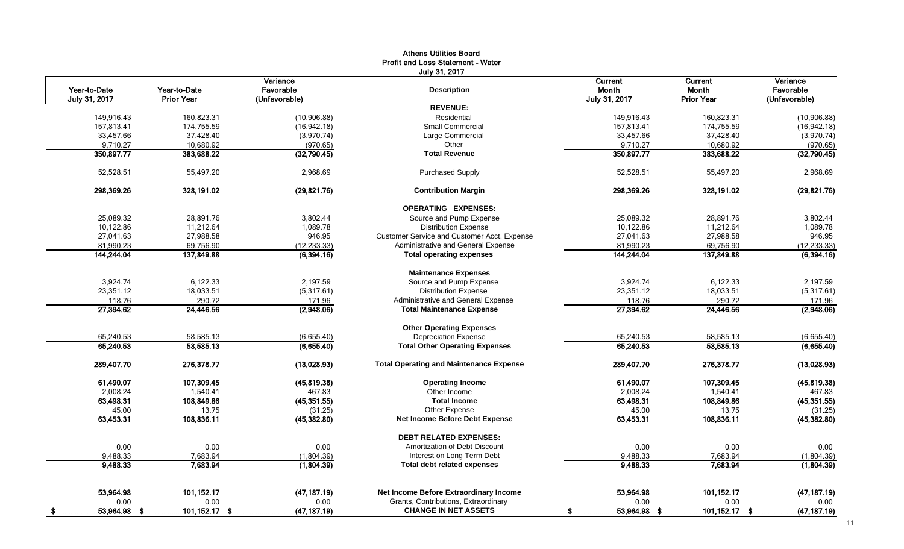# Athens Utilities Board
## Profit and Loss Statement - Water
### July 31, 2017

| Year-to-Date July 31, 2017 | Year-to-Date Prior Year | Variance Favorable (Unfavorable) | Description | Current Month July 31, 2017 | Current Month Prior Year | Variance Favorable (Unfavorable) |
|---|---|---|---|---|---|---|
| | | | **REVENUE:** | | | |
| 149,916.43 | 160,823.31 | (10,906.88) | Residential | 149,916.43 | 160,823.31 | (10,906.88) |
| 157,813.41 | 174,755.59 | (16,942.18) | Small Commercial | 157,813.41 | 174,755.59 | (16,942.18) |
| 33,457.66 | 37,428.40 | (3,970.74) | Large Commercial | 33,457.66 | 37,428.40 | (3,970.74) |
| 9,710.27 | 10,680.92 | (970.65) | Other | 9,710.27 | 10,680.92 | (970.65) |
| **350,897.77** | **383,688.22** | **(32,790.45)** | **Total Revenue** | **350,897.77** | **383,688.22** | **(32,790.45)** |
| 52,528.51 | 55,497.20 | 2,968.69 | Purchased Supply | 52,528.51 | 55,497.20 | 2,968.69 |
| **298,369.26** | **328,191.02** | **(29,821.76)** | **Contribution Margin** | **298,369.26** | **328,191.02** | **(29,821.76)** |
| | | | **OPERATING EXPENSES:** | | | |
| 25,089.32 | 28,891.76 | 3,802.44 | Source and Pump Expense | 25,089.32 | 28,891.76 | 3,802.44 |
| 10,122.86 | 11,212.64 | 1,089.78 | Distribution Expense | 10,122.86 | 11,212.64 | 1,089.78 |
| 27,041.63 | 27,988.58 | 946.95 | Customer Service and Customer Acct. Expense | 27,041.63 | 27,988.58 | 946.95 |
| 81,990.23 | 69,756.90 | (12,233.33) | Administrative and General Expense | 81,990.23 | 69,756.90 | (12,233.33) |
| **144,244.04** | **137,849.88** | **(6,394.16)** | **Total operating expenses** | **144,244.04** | **137,849.88** | **(6,394.16)** |
| | | | **Maintenance Expenses** | | | |
| 3,924.74 | 6,122.33 | 2,197.59 | Source and Pump Expense | 3,924.74 | 6,122.33 | 2,197.59 |
| 23,351.12 | 18,033.51 | (5,317.61) | Distribution Expense | 23,351.12 | 18,033.51 | (5,317.61) |
| 118.76 | 290.72 | 171.96 | Administrative and General Expense | 118.76 | 290.72 | 171.96 |
| **27,394.62** | **24,446.56** | **(2,948.06)** | **Total Maintenance Expense** | **27,394.62** | **24,446.56** | **(2,948.06)** |
| | | | **Other Operating Expenses** | | | |
| 65,240.53 | 58,585.13 | (6,655.40) | Depreciation Expense | 65,240.53 | 58,585.13 | (6,655.40) |
| **65,240.53** | **58,585.13** | **(6,655.40)** | **Total Other Operating Expenses** | **65,240.53** | **58,585.13** | **(6,655.40)** |
| **289,407.70** | **276,378.77** | **(13,028.93)** | **Total Operating and Maintenance Expense** | **289,407.70** | **276,378.77** | **(13,028.93)** |
| **61,490.07** | **107,309.45** | **(45,819.38)** | **Operating Income** | **61,490.07** | **107,309.45** | **(45,819.38)** |
| 2,008.24 | 1,540.41 | 467.83 | Other Income | 2,008.24 | 1,540.41 | 467.83 |
| **63,498.31** | **108,849.86** | **(45,351.55)** | **Total Income** | **63,498.31** | **108,849.86** | **(45,351.55)** |
| 45.00 | 13.75 | (31.25) | Other Expense | 45.00 | 13.75 | (31.25) |
| **63,453.31** | **108,836.11** | **(45,382.80)** | **Net Income Before Debt Expense** | **63,453.31** | **108,836.11** | **(45,382.80)** |
| | | | **DEBT RELATED EXPENSES:** | | | |
| 0.00 | 0.00 | 0.00 | Amortization of Debt Discount | 0.00 | 0.00 | 0.00 |
| 9,488.33 | 7,683.94 | (1,804.39) | Interest on Long Term Debt | 9,488.33 | 7,683.94 | (1,804.39) |
| **9,488.33** | **7,683.94** | **(1,804.39)** | **Total debt related expenses** | **9,488.33** | **7,683.94** | **(1,804.39)** |
| **53,964.98** | **101,152.17** | **(47,187.19)** | **Net Income Before Extraordinary Income** | **53,964.98** | **101,152.17** | **(47,187.19)** |
| 0.00 | 0.00 | 0.00 | Grants, Contributions, Extraordinary | 0.00 | 0.00 | 0.00 |
| **$ 53,964.98** | **$ 101,152.17** | **$ (47,187.19)** | **CHANGE IN NET ASSETS** | **$ 53,964.98** | **$ 101,152.17** | **$ (47,187.19)** |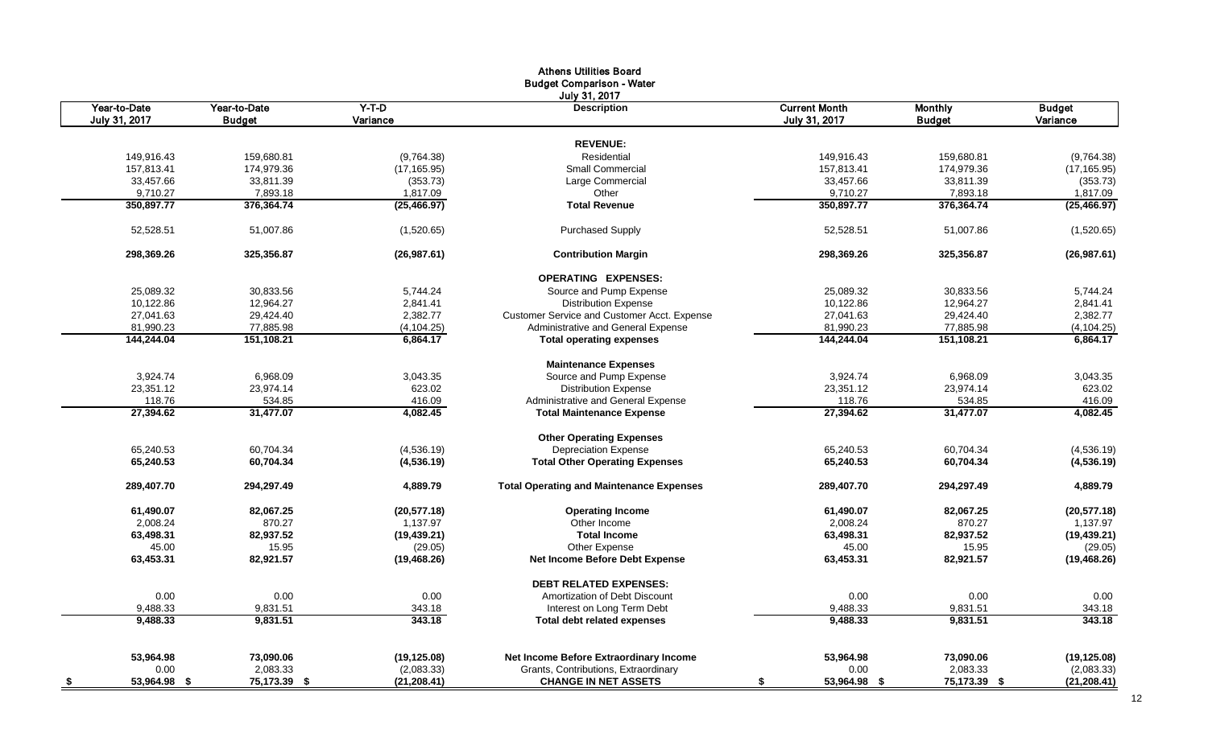# Athens Utilities Board
## Budget Comparison - Water
### July 31, 2017

| Year-to-Date July 31, 2017 | Year-to-Date Budget | Y-T-D Variance | Description | Current Month July 31, 2017 | Monthly Budget | Budget Variance |
|---|---|---|---|---|---|---|
| | | | **REVENUE:** | | | |
| 149,916.43 | 159,680.81 | (9,764.38) | Residential | 149,916.43 | 159,680.81 | (9,764.38) |
| 157,813.41 | 174,979.36 | (17,165.95) | Small Commercial | 157,813.41 | 174,979.36 | (17,165.95) |
| 33,457.66 | 33,811.39 | (353.73) | Large Commercial | 33,457.66 | 33,811.39 | (353.73) |
| 9,710.27 | 7,893.18 | 1,817.09 | Other | 9,710.27 | 7,893.18 | 1,817.09 |
| **350,897.77** | **376,364.74** | **(25,466.97)** | **Total Revenue** | **350,897.77** | **376,364.74** | **(25,466.97)** |
| 52,528.51 | 51,007.86 | (1,520.65) | Purchased Supply | 52,528.51 | 51,007.86 | (1,520.65) |
| **298,369.26** | **325,356.87** | **(26,987.61)** | **Contribution Margin** | **298,369.26** | **325,356.87** | **(26,987.61)** |
| | | | **OPERATING EXPENSES:** | | | |
| 25,089.32 | 30,833.56 | 5,744.24 | Source and Pump Expense | 25,089.32 | 30,833.56 | 5,744.24 |
| 10,122.86 | 12,964.27 | 2,841.41 | Distribution Expense | 10,122.86 | 12,964.27 | 2,841.41 |
| 27,041.63 | 29,424.40 | 2,382.77 | Customer Service and Customer Acct. Expense | 27,041.63 | 29,424.40 | 2,382.77 |
| 81,990.23 | 77,885.98 | (4,104.25) | Administrative and General Expense | 81,990.23 | 77,885.98 | (4,104.25) |
| **144,244.04** | **151,108.21** | **6,864.17** | **Total operating expenses** | **144,244.04** | **151,108.21** | **6,864.17** |
| | | | **Maintenance Expenses** | | | |
| 3,924.74 | 6,968.09 | 3,043.35 | Source and Pump Expense | 3,924.74 | 6,968.09 | 3,043.35 |
| 23,351.12 | 23,974.14 | 623.02 | Distribution Expense | 23,351.12 | 23,974.14 | 623.02 |
| 118.76 | 534.85 | 416.09 | Administrative and General Expense | 118.76 | 534.85 | 416.09 |
| **27,394.62** | **31,477.07** | **4,082.45** | **Total Maintenance Expense** | **27,394.62** | **31,477.07** | **4,082.45** |
| | | | **Other Operating Expenses** | | | |
| 65,240.53 | 60,704.34 | (4,536.19) | Depreciation Expense | 65,240.53 | 60,704.34 | (4,536.19) |
| **65,240.53** | **60,704.34** | **(4,536.19)** | **Total Other Operating Expenses** | **65,240.53** | **60,704.34** | **(4,536.19)** |
| **289,407.70** | **294,297.49** | **4,889.79** | **Total Operating and Maintenance Expenses** | **289,407.70** | **294,297.49** | **4,889.79** |
| **61,490.07** | **82,067.25** | **(20,577.18)** | **Operating Income** | **61,490.07** | **82,067.25** | **(20,577.18)** |
| 2,008.24 | 870.27 | 1,137.97 | Other Income | 2,008.24 | 870.27 | 1,137.97 |
| **63,498.31** | **82,937.52** | **(19,439.21)** | **Total Income** | **63,498.31** | **82,937.52** | **(19,439.21)** |
| 45.00 | 15.95 | (29.05) | Other Expense | 45.00 | 15.95 | (29.05) |
| **63,453.31** | **82,921.57** | **(19,468.26)** | **Net Income Before Debt Expense** | **63,453.31** | **82,921.57** | **(19,468.26)** |
| | | | **DEBT RELATED EXPENSES:** | | | |
| 0.00 | 0.00 | 0.00 | Amortization of Debt Discount | 0.00 | 0.00 | 0.00 |
| 9,488.33 | 9,831.51 | 343.18 | Interest on Long Term Debt | 9,488.33 | 9,831.51 | 343.18 |
| **9,488.33** | **9,831.51** | **343.18** | **Total debt related expenses** | **9,488.33** | **9,831.51** | **343.18** |
| **53,964.98** | **73,090.06** | **(19,125.08)** | **Net Income Before Extraordinary Income** | **53,964.98** | **73,090.06** | **(19,125.08)** |
| 0.00 | 2,083.33 | (2,083.33) | Grants, Contributions, Extraordinary | 0.00 | 2,083.33 | (2,083.33) |
| **$ 53,964.98** | **$ 75,173.39** | **$ (21,208.41)** | **CHANGE IN NET ASSETS** | **$ 53,964.98** | **$ 75,173.39** | **$ (21,208.41)** |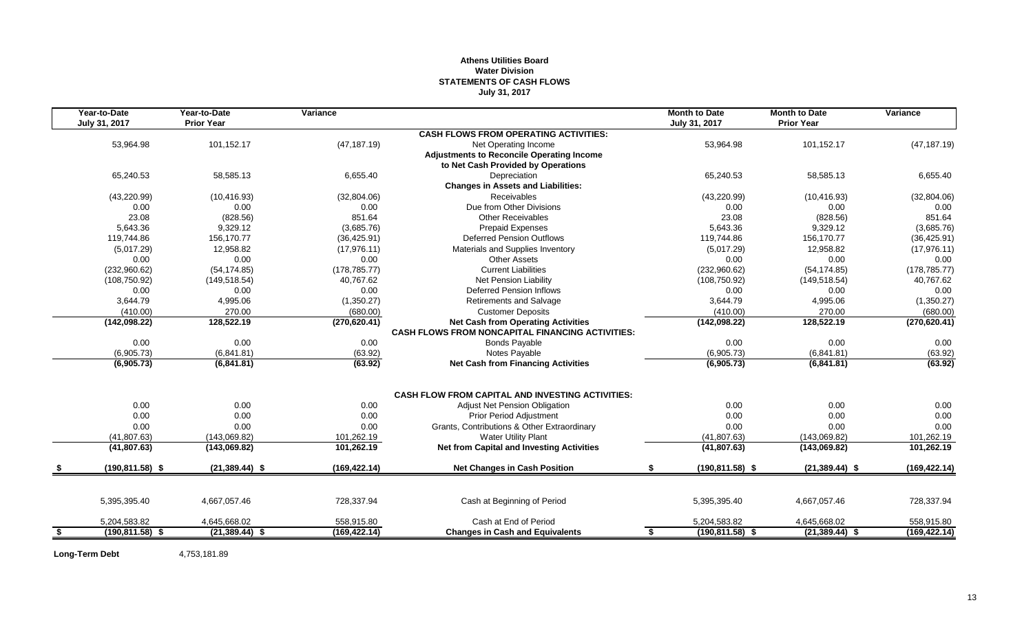**Athens Utilities Board**
**Water Division**
**STATEMENTS OF CASH FLOWS**
**July 31, 2017**

| Year-to-Date July 31, 2017 | Year-to-Date Prior Year | Variance | | Month to Date July 31, 2017 | Month to Date Prior Year | Variance |
|---|---|---|---|---|---|---|
| | | | **CASH FLOWS FROM OPERATING ACTIVITIES:** | | | |
| 53,964.98 | 101,152.17 | (47,187.19) | Net Operating Income | 53,964.98 | 101,152.17 | (47,187.19) |
| | | | **Adjustments to Reconcile Operating Income** | | | |
| | | | **to Net Cash Provided by Operations** | | | |
| 65,240.53 | 58,585.13 | 6,655.40 | Depreciation | 65,240.53 | 58,585.13 | 6,655.40 |
| | | | **Changes in Assets and Liabilities:** | | | |
| (43,220.99) | (10,416.93) | (32,804.06) | Receivables | (43,220.99) | (10,416.93) | (32,804.06) |
| 0.00 | 0.00 | 0.00 | Due from Other Divisions | 0.00 | 0.00 | 0.00 |
| 23.08 | (828.56) | 851.64 | Other Receivables | 23.08 | (828.56) | 851.64 |
| 5,643.36 | 9,329.12 | (3,685.76) | Prepaid Expenses | 5,643.36 | 9,329.12 | (3,685.76) |
| 119,744.86 | 156,170.77 | (36,425.91) | Deferred Pension Outflows | 119,744.86 | 156,170.77 | (36,425.91) |
| (5,017.29) | 12,958.82 | (17,976.11) | Materials and Supplies Inventory | (5,017.29) | 12,958.82 | (17,976.11) |
| 0.00 | 0.00 | 0.00 | Other Assets | 0.00 | 0.00 | 0.00 |
| (232,960.62) | (54,174.85) | (178,785.77) | Current Liabilities | (232,960.62) | (54,174.85) | (178,785.77) |
| (108,750.92) | (149,518.54) | 40,767.62 | Net Pension Liability | (108,750.92) | (149,518.54) | 40,767.62 |
| 0.00 | 0.00 | 0.00 | Deferred Pension Inflows | 0.00 | 0.00 | 0.00 |
| 3,644.79 | 4,995.06 | (1,350.27) | Retirements and Salvage | 3,644.79 | 4,995.06 | (1,350.27) |
| (410.00) | 270.00 | (680.00) | Customer Deposits | (410.00) | 270.00 | (680.00) |
| **(142,098.22)** | **128,522.19** | **(270,620.41)** | **Net Cash from Operating Activities** | **(142,098.22)** | **128,522.19** | **(270,620.41)** |
| | | | **CASH FLOWS FROM NONCAPITAL FINANCING ACTIVITIES:** | | | |
| 0.00 | 0.00 | 0.00 | Bonds Payable | 0.00 | 0.00 | 0.00 |
| (6,905.73) | (6,841.81) | (63.92) | Notes Payable | (6,905.73) | (6,841.81) | (63.92) |
| **(6,905.73)** | **(6,841.81)** | **(63.92)** | **Net Cash from Financing Activities** | **(6,905.73)** | **(6,841.81)** | **(63.92)** |
| | | | **CASH FLOW FROM CAPITAL AND INVESTING ACTIVITIES:** | | | |
| 0.00 | 0.00 | 0.00 | Adjust Net Pension Obligation | 0.00 | 0.00 | 0.00 |
| 0.00 | 0.00 | 0.00 | Prior Period Adjustment | 0.00 | 0.00 | 0.00 |
| 0.00 | 0.00 | 0.00 | Grants, Contributions & Other Extraordinary | 0.00 | 0.00 | 0.00 |
| (41,807.63) | (143,069.82) | 101,262.19 | Water Utility Plant | (41,807.63) | (143,069.82) | 101,262.19 |
| **(41,807.63)** | **(143,069.82)** | **101,262.19** | **Net from Capital and Investing Activities** | **(41,807.63)** | **(143,069.82)** | **101,262.19** |
| **$ (190,811.58)** | **$ (21,389.44)** | **$ (169,422.14)** | **Net Changes in Cash Position** | **$ (190,811.58)** | **$ (21,389.44)** | **$ (169,422.14)** |
| 5,395,395.40 | 4,667,057.46 | 728,337.94 | Cash at Beginning of Period | 5,395,395.40 | 4,667,057.46 | 728,337.94 |
| 5,204,583.82 | 4,645,668.02 | 558,915.80 | Cash at End of Period | 5,204,583.82 | 4,645,668.02 | 558,915.80 |
| **$ (190,811.58)** | **$ (21,389.44)** | **$ (169,422.14)** | **Changes in Cash and Equivalents** | **$ (190,811.58)** | **$ (21,389.44)** | **$ (169,422.14)** |

**Long-Term Debt** 4,753,181.89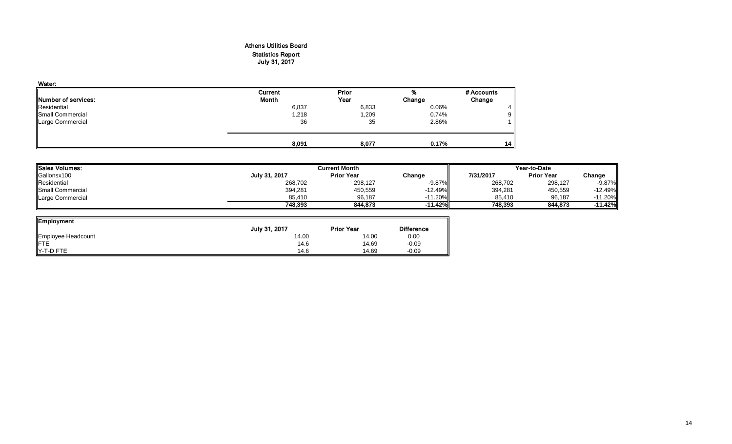# Athens Utilities Board
## Statistics Report
## July 31, 2017

**Water:**

| Number of services: | Current Month | Prior Year | % Change | # Accounts Change |
|---|---|---|---|---|
| Residential | 6,837 | 6,833 | 0.06% | 4 |
| Small Commercial | 1,218 | 1,209 | 0.74% | 9 |
| Large Commercial | 36 | 35 | 2.86% | 1 |
| | **8,091** | **8,077** | **0.17%** | **14** |

| Sales Volumes: | Current Month | | | Year-to-Date | | |
|---|---|---|---|---|---|---|
| Gallonsx100 | July 31, 2017 | Prior Year | Change | 7/31/2017 | Prior Year | Change |
| Residential | 268,702 | 298,127 | -9.87% | 268,702 | 298,127 | -9.87% |
| Small Commercial | 394,281 | 450,559 | -12.49% | 394,281 | 450,559 | -12.49% |
| Large Commercial | 85,410 | 96,187 | -11.20% | 85,410 | 96,187 | -11.20% |
| | **748,393** | **844,873** | **-11.42%** | **748,393** | **844,873** | **-11.42%** |

| Employment | July 31, 2017 | Prior Year | Difference |
|---|---|---|---|
| Employee Headcount | 14.00 | 14.00 | 0.00 |
| FTE | 14.6 | 14.69 | -0.09 |
| Y-T-D FTE | 14.6 | 14.69 | -0.09 |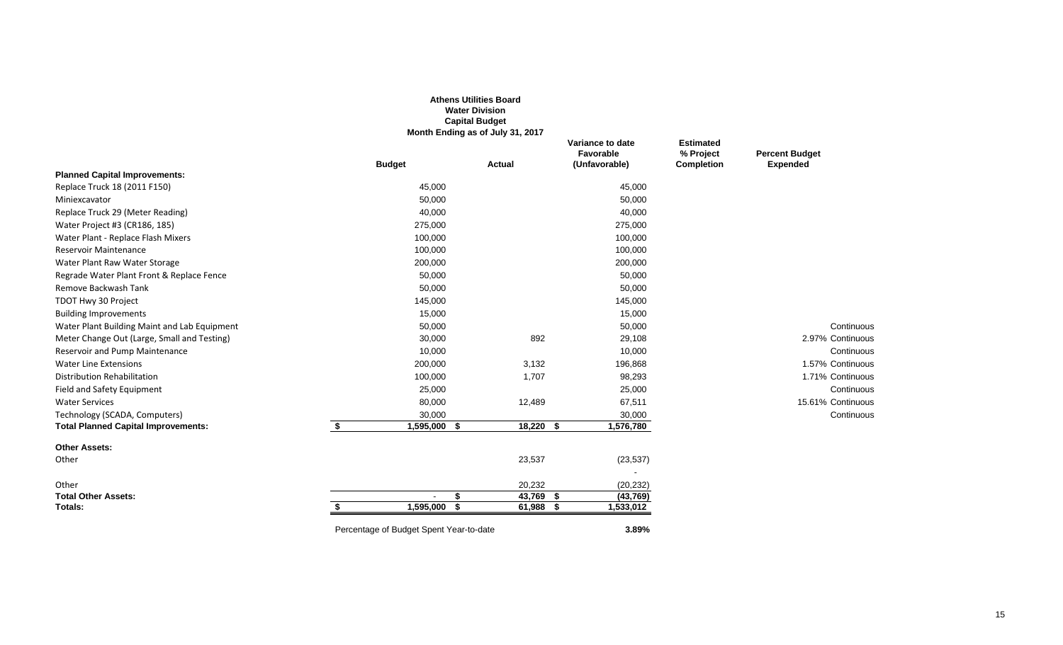**Athens Utilities Board**
**Water Division**
**Capital Budget**
**Month Ending as of July 31, 2017**

| | Budget | Actual | Variance to date Favorable (Unfavorable) | Estimated % Project Completion | Percent Budget Expended |
|---|---|---|---|---|---|
| **Planned Capital Improvements:** | | | | | |
| Replace Truck 18 (2011 F150) | 45,000 | | 45,000 | | |
| Miniexcavator | 50,000 | | 50,000 | | |
| Replace Truck 29 (Meter Reading) | 40,000 | | 40,000 | | |
| Water Project #3 (CR186, 185) | 275,000 | | 275,000 | | |
| Water Plant - Replace Flash Mixers | 100,000 | | 100,000 | | |
| Reservoir Maintenance | 100,000 | | 100,000 | | |
| Water Plant Raw Water Storage | 200,000 | | 200,000 | | |
| Regrade Water Plant Front & Replace Fence | 50,000 | | 50,000 | | |
| Remove Backwash Tank | 50,000 | | 50,000 | | |
| TDOT Hwy 30 Project | 145,000 | | 145,000 | | |
| Building Improvements | 15,000 | | 15,000 | | |
| Water Plant Building Maint and Lab Equipment | 50,000 | | 50,000 | | Continuous |
| Meter Change Out (Large, Small and Testing) | 30,000 | 892 | 29,108 | | 2.97% Continuous |
| Reservoir and Pump Maintenance | 10,000 | | 10,000 | | Continuous |
| Water Line Extensions | 200,000 | 3,132 | 196,868 | | 1.57% Continuous |
| Distribution Rehabilitation | 100,000 | 1,707 | 98,293 | | 1.71% Continuous |
| Field and Safety Equipment | 25,000 | | 25,000 | | Continuous |
| Water Services | 80,000 | 12,489 | 67,511 | | 15.61% Continuous |
| Technology (SCADA, Computers) | 30,000 | | 30,000 | | Continuous |
| **Total Planned Capital Improvements:** | $ 1,595,000 | $ 18,220 | $ 1,576,780 | | |
| **Other Assets:** | | | | | |
| Other | | 23,537 | (23,537) | | |
| | | | - | | |
| Other | | 20,232 | (20,232) | | |
| **Total Other Assets:** | - | $ 43,769 | $ (43,769) | | |
| **Totals:** | $ 1,595,000 | $ 61,988 | $ 1,533,012 | | |

Percentage of Budget Spent Year-to-date **3.89%**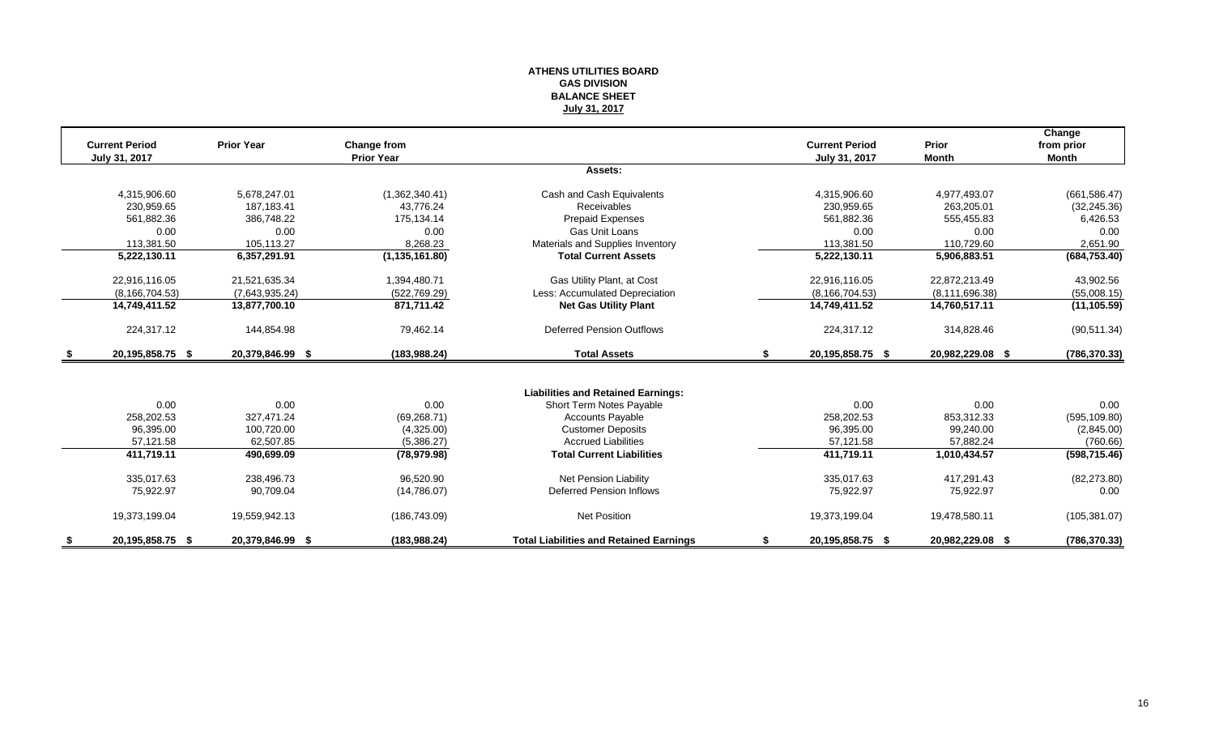**ATHENS UTILITIES BOARD**
**GAS DIVISION**
**BALANCE SHEET**
**July 31, 2017**

| Current Period July 31, 2017 | Prior Year | Change from Prior Year | | Current Period July 31, 2017 | Prior Month | Change from prior Month |
|---|---|---|---|---|---|---|
| | | | **Assets:** | | | |
| 4,315,906.60 | 5,678,247.01 | (1,362,340.41) | Cash and Cash Equivalents | 4,315,906.60 | 4,977,493.07 | (661,586.47) |
| 230,959.65 | 187,183.41 | 43,776.24 | Receivables | 230,959.65 | 263,205.01 | (32,245.36) |
| 561,882.36 | 386,748.22 | 175,134.14 | Prepaid Expenses | 561,882.36 | 555,455.83 | 6,426.53 |
| 0.00 | 0.00 | 0.00 | Gas Unit Loans | 0.00 | 0.00 | 0.00 |
| 113,381.50 | 105,113.27 | 8,268.23 | Materials and Supplies Inventory | 113,381.50 | 110,729.60 | 2,651.90 |
| **5,222,130.11** | **6,357,291.91** | **(1,135,161.80)** | **Total Current Assets** | **5,222,130.11** | **5,906,883.51** | **(684,753.40)** |
| 22,916,116.05 | 21,521,635.34 | 1,394,480.71 | Gas Utility Plant, at Cost | 22,916,116.05 | 22,872,213.49 | 43,902.56 |
| (8,166,704.53) | (7,643,935.24) | (522,769.29) | Less: Accumulated Depreciation | (8,166,704.53) | (8,111,696.38) | (55,008.15) |
| **14,749,411.52** | **13,877,700.10** | **871,711.42** | **Net Gas Utility Plant** | **14,749,411.52** | **14,760,517.11** | **(11,105.59)** |
| 224,317.12 | 144,854.98 | 79,462.14 | Deferred Pension Outflows | 224,317.12 | 314,828.46 | (90,511.34) |
| **$ 20,195,858.75** | **$ 20,379,846.99** | **$ (183,988.24)** | **Total Assets** | **$ 20,195,858.75** | **$ 20,982,229.08** | **$ (786,370.33)** |
| | | | **Liabilities and Retained Earnings:** | | | |
| 0.00 | 0.00 | 0.00 | Short Term Notes Payable | 0.00 | 0.00 | 0.00 |
| 258,202.53 | 327,471.24 | (69,268.71) | Accounts Payable | 258,202.53 | 853,312.33 | (595,109.80) |
| 96,395.00 | 100,720.00 | (4,325.00) | Customer Deposits | 96,395.00 | 99,240.00 | (2,845.00) |
| 57,121.58 | 62,507.85 | (5,386.27) | Accrued Liabilities | 57,121.58 | 57,882.24 | (760.66) |
| **411,719.11** | **490,699.09** | **(78,979.98)** | **Total Current Liabilities** | **411,719.11** | **1,010,434.57** | **(598,715.46)** |
| 335,017.63 | 238,496.73 | 96,520.90 | Net Pension Liability | 335,017.63 | 417,291.43 | (82,273.80) |
| 75,922.97 | 90,709.04 | (14,786.07) | Deferred Pension Inflows | 75,922.97 | 75,922.97 | 0.00 |
| 19,373,199.04 | 19,559,942.13 | (186,743.09) | Net Position | 19,373,199.04 | 19,478,580.11 | (105,381.07) |
| **$ 20,195,858.75** | **$ 20,379,846.99** | **$ (183,988.24)** | **Total Liabilities and Retained Earnings** | **$ 20,195,858.75** | **$ 20,982,229.08** | **$ (786,370.33)** |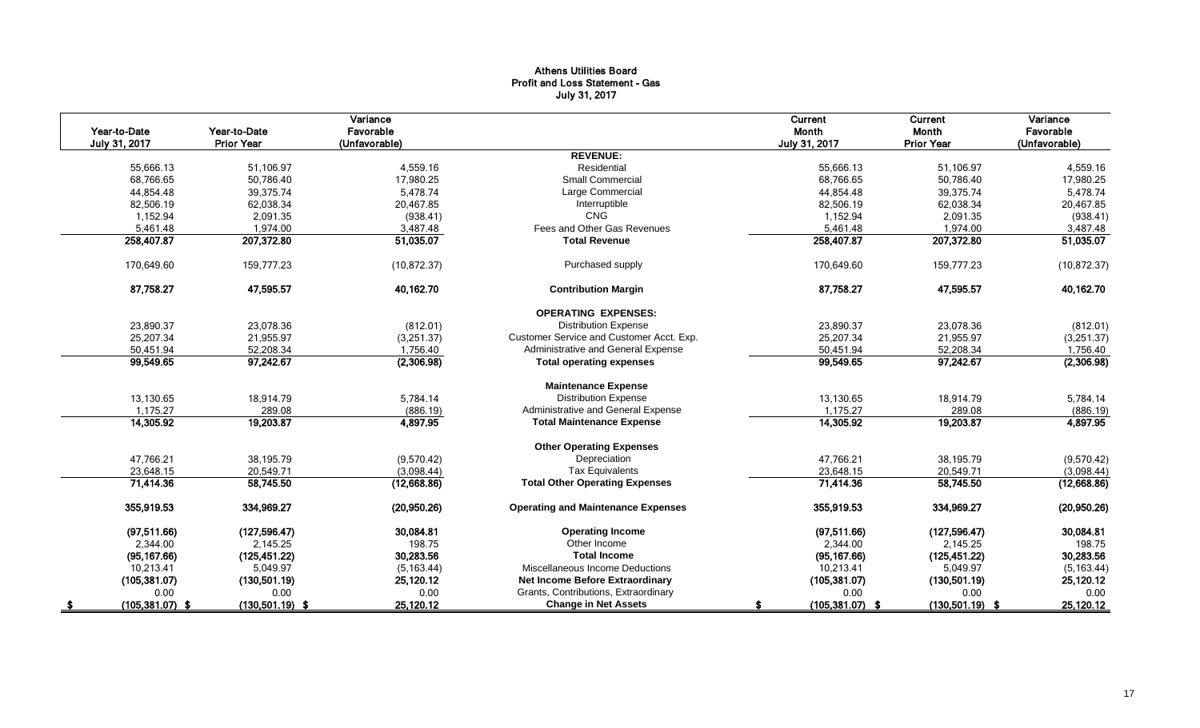# Athens Utilities Board
## Profit and Loss Statement - Gas
### July 31, 2017

| Year-to-Date July 31, 2017 | Year-to-Date Prior Year | Variance Favorable (Unfavorable) | | Current Month July 31, 2017 | Current Month Prior Year | Variance Favorable (Unfavorable) |
|---|---|---|---|---|---|---|
| | | | **REVENUE:** | | | |
| 55,666.13 | 51,106.97 | 4,559.16 | Residential | 55,666.13 | 51,106.97 | 4,559.16 |
| 68,766.65 | 50,786.40 | 17,980.25 | Small Commercial | 68,766.65 | 50,786.40 | 17,980.25 |
| 44,854.48 | 39,375.74 | 5,478.74 | Large Commercial | 44,854.48 | 39,375.74 | 5,478.74 |
| 82,506.19 | 62,038.34 | 20,467.85 | Interruptible | 82,506.19 | 62,038.34 | 20,467.85 |
| 1,152.94 | 2,091.35 | (938.41) | CNG | 1,152.94 | 2,091.35 | (938.41) |
| 5,461.48 | 1,974.00 | 3,487.48 | Fees and Other Gas Revenues | 5,461.48 | 1,974.00 | 3,487.48 |
| **258,407.87** | **207,372.80** | **51,035.07** | **Total Revenue** | **258,407.87** | **207,372.80** | **51,035.07** |
| 170,649.60 | 159,777.23 | (10,872.37) | Purchased supply | 170,649.60 | 159,777.23 | (10,872.37) |
| **87,758.27** | **47,595.57** | **40,162.70** | **Contribution Margin** | **87,758.27** | **47,595.57** | **40,162.70** |
| | | | **OPERATING EXPENSES:** | | | |
| 23,890.37 | 23,078.36 | (812.01) | Distribution Expense | 23,890.37 | 23,078.36 | (812.01) |
| 25,207.34 | 21,955.97 | (3,251.37) | Customer Service and Customer Acct. Exp. | 25,207.34 | 21,955.97 | (3,251.37) |
| 50,451.94 | 52,208.34 | 1,756.40 | Administrative and General Expense | 50,451.94 | 52,208.34 | 1,756.40 |
| **99,549.65** | **97,242.67** | **(2,306.98)** | **Total operating expenses** | **99,549.65** | **97,242.67** | **(2,306.98)** |
| | | | **Maintenance Expense** | | | |
| 13,130.65 | 18,914.79 | 5,784.14 | Distribution Expense | 13,130.65 | 18,914.79 | 5,784.14 |
| 1,175.27 | 289.08 | (886.19) | Administrative and General Expense | 1,175.27 | 289.08 | (886.19) |
| **14,305.92** | **19,203.87** | **4,897.95** | **Total Maintenance Expense** | **14,305.92** | **19,203.87** | **4,897.95** |
| | | | **Other Operating Expenses** | | | |
| 47,766.21 | 38,195.79 | (9,570.42) | Depreciation | 47,766.21 | 38,195.79 | (9,570.42) |
| 23,648.15 | 20,549.71 | (3,098.44) | Tax Equivalents | 23,648.15 | 20,549.71 | (3,098.44) |
| **71,414.36** | **58,745.50** | **(12,668.86)** | **Total Other Operating Expenses** | **71,414.36** | **58,745.50** | **(12,668.86)** |
| **355,919.53** | **334,969.27** | **(20,950.26)** | **Operating and Maintenance Expenses** | **355,919.53** | **334,969.27** | **(20,950.26)** |
| **(97,511.66)** | **(127,596.47)** | **30,084.81** | **Operating Income** | **(97,511.66)** | **(127,596.47)** | **30,084.81** |
| 2,344.00 | 2,145.25 | 198.75 | Other Income | 2,344.00 | 2,145.25 | 198.75 |
| **(95,167.66)** | **(125,451.22)** | **30,283.56** | **Total Income** | **(95,167.66)** | **(125,451.22)** | **30,283.56** |
| 10,213.41 | 5,049.97 | (5,163.44) | Miscellaneous Income Deductions | 10,213.41 | 5,049.97 | (5,163.44) |
| **(105,381.07)** | **(130,501.19)** | **25,120.12** | **Net Income Before Extraordinary** | **(105,381.07)** | **(130,501.19)** | **25,120.12** |
| 0.00 | 0.00 | 0.00 | Grants, Contributions, Extraordinary | 0.00 | 0.00 | 0.00 |
| **$ (105,381.07)** | **$ (130,501.19)** | **$ 25,120.12** | **Change in Net Assets** | **$ (105,381.07)** | **$ (130,501.19)** | **$ 25,120.12** |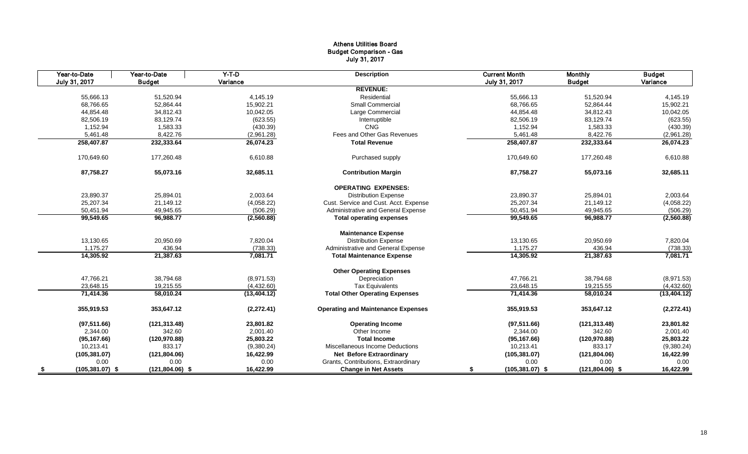# Athens Utilities Board
## Budget Comparison - Gas
### July 31, 2017

| Year-to-Date July 31, 2017 | Year-to-Date Budget | Y-T-D Variance | Description | Current Month July 31, 2017 | Monthly Budget | Budget Variance |
|---|---|---|---|---|---|---|
| | | | **REVENUE:** | | | |
| 55,666.13 | 51,520.94 | 4,145.19 | Residential | 55,666.13 | 51,520.94 | 4,145.19 |
| 68,766.65 | 52,864.44 | 15,902.21 | Small Commercial | 68,766.65 | 52,864.44 | 15,902.21 |
| 44,854.48 | 34,812.43 | 10,042.05 | Large Commercial | 44,854.48 | 34,812.43 | 10,042.05 |
| 82,506.19 | 83,129.74 | (623.55) | Interruptible | 82,506.19 | 83,129.74 | (623.55) |
| 1,152.94 | 1,583.33 | (430.39) | CNG | 1,152.94 | 1,583.33 | (430.39) |
| 5,461.48 | 8,422.76 | (2,961.28) | Fees and Other Gas Revenues | 5,461.48 | 8,422.76 | (2,961.28) |
| **258,407.87** | **232,333.64** | **26,074.23** | **Total Revenue** | **258,407.87** | **232,333.64** | **26,074.23** |
| 170,649.60 | 177,260.48 | 6,610.88 | Purchased supply | 170,649.60 | 177,260.48 | 6,610.88 |
| **87,758.27** | **55,073.16** | **32,685.11** | **Contribution Margin** | **87,758.27** | **55,073.16** | **32,685.11** |
| | | | **OPERATING EXPENSES:** | | | |
| 23,890.37 | 25,894.01 | 2,003.64 | Distribution Expense | 23,890.37 | 25,894.01 | 2,003.64 |
| 25,207.34 | 21,149.12 | (4,058.22) | Cust. Service and Cust. Acct. Expense | 25,207.34 | 21,149.12 | (4,058.22) |
| 50,451.94 | 49,945.65 | (506.29) | Administrative and General Expense | 50,451.94 | 49,945.65 | (506.29) |
| **99,549.65** | **96,988.77** | **(2,560.88)** | **Total operating expenses** | **99,549.65** | **96,988.77** | **(2,560.88)** |
| | | | **Maintenance Expense** | | | |
| 13,130.65 | 20,950.69 | 7,820.04 | Distribution Expense | 13,130.65 | 20,950.69 | 7,820.04 |
| 1,175.27 | 436.94 | (738.33) | Administrative and General Expense | 1,175.27 | 436.94 | (738.33) |
| **14,305.92** | **21,387.63** | **7,081.71** | **Total Maintenance Expense** | **14,305.92** | **21,387.63** | **7,081.71** |
| | | | **Other Operating Expenses** | | | |
| 47,766.21 | 38,794.68 | (8,971.53) | Depreciation | 47,766.21 | 38,794.68 | (8,971.53) |
| 23,648.15 | 19,215.55 | (4,432.60) | Tax Equivalents | 23,648.15 | 19,215.55 | (4,432.60) |
| **71,414.36** | **58,010.24** | **(13,404.12)** | **Total Other Operating Expenses** | **71,414.36** | **58,010.24** | **(13,404.12)** |
| **355,919.53** | **353,647.12** | **(2,272.41)** | **Operating and Maintenance Expenses** | **355,919.53** | **353,647.12** | **(2,272.41)** |
| **(97,511.66)** | **(121,313.48)** | **23,801.82** | **Operating Income** | **(97,511.66)** | **(121,313.48)** | **23,801.82** |
| 2,344.00 | 342.60 | 2,001.40 | Other Income | 2,344.00 | 342.60 | 2,001.40 |
| **(95,167.66)** | **(120,970.88)** | **25,803.22** | **Total Income** | **(95,167.66)** | **(120,970.88)** | **25,803.22** |
| 10,213.41 | 833.17 | (9,380.24) | Miscellaneous Income Deductions | 10,213.41 | 833.17 | (9,380.24) |
| **(105,381.07)** | **(121,804.06)** | **16,422.99** | **Net Before Extraordinary** | **(105,381.07)** | **(121,804.06)** | **16,422.99** |
| 0.00 | 0.00 | 0.00 | Grants, Contributions, Extraordinary | 0.00 | 0.00 | 0.00 |
| **$ (105,381.07)** | **$ (121,804.06)** | **$ 16,422.99** | **Change in Net Assets** | **$ (105,381.07)** | **$ (121,804.06)** | **$ 16,422.99** |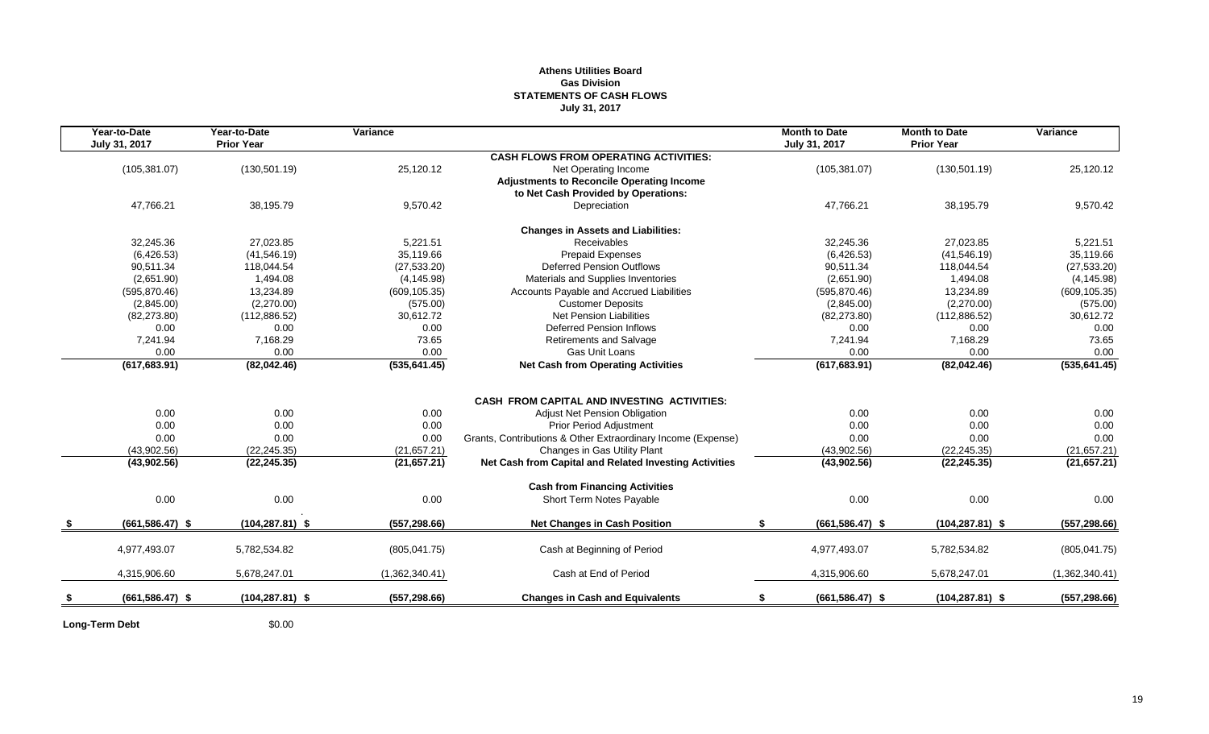**Athens Utilities Board**
**Gas Division**
**STATEMENTS OF CASH FLOWS**
**July 31, 2017**

| Year-to-Date July 31, 2017 | Year-to-Date Prior Year | Variance | | Month to Date July 31, 2017 | Month to Date Prior Year | Variance |
|---|---|---|---|---|---|---|
| | | | **CASH FLOWS FROM OPERATING ACTIVITIES:** | | | |
| (105,381.07) | (130,501.19) | 25,120.12 | Net Operating Income | (105,381.07) | (130,501.19) | 25,120.12 |
| | | | **Adjustments to Reconcile Operating Income to Net Cash Provided by Operations:** | | | |
| 47,766.21 | 38,195.79 | 9,570.42 | Depreciation | 47,766.21 | 38,195.79 | 9,570.42 |
| | | | **Changes in Assets and Liabilities:** | | | |
| 32,245.36 | 27,023.85 | 5,221.51 | Receivables | 32,245.36 | 27,023.85 | 5,221.51 |
| (6,426.53) | (41,546.19) | 35,119.66 | Prepaid Expenses | (6,426.53) | (41,546.19) | 35,119.66 |
| 90,511.34 | 118,044.54 | (27,533.20) | Deferred Pension Outflows | 90,511.34 | 118,044.54 | (27,533.20) |
| (2,651.90) | 1,494.08 | (4,145.98) | Materials and Supplies Inventories | (2,651.90) | 1,494.08 | (4,145.98) |
| (595,870.46) | 13,234.89 | (609,105.35) | Accounts Payable and Accrued Liabilities | (595,870.46) | 13,234.89 | (609,105.35) |
| (2,845.00) | (2,270.00) | (575.00) | Customer Deposits | (2,845.00) | (2,270.00) | (575.00) |
| (82,273.80) | (112,886.52) | 30,612.72 | Net Pension Liabilities | (82,273.80) | (112,886.52) | 30,612.72 |
| 0.00 | 0.00 | 0.00 | Deferred Pension Inflows | 0.00 | 0.00 | 0.00 |
| 7,241.94 | 7,168.29 | 73.65 | Retirements and Salvage | 7,241.94 | 7,168.29 | 73.65 |
| 0.00 | 0.00 | 0.00 | Gas Unit Loans | 0.00 | 0.00 | 0.00 |
| **(617,683.91)** | **(82,042.46)** | **(535,641.45)** | **Net Cash from Operating Activities** | **(617,683.91)** | **(82,042.46)** | **(535,641.45)** |
| | | | **CASH FROM CAPITAL AND INVESTING ACTIVITIES:** | | | |
| 0.00 | 0.00 | 0.00 | Adjust Net Pension Obligation | 0.00 | 0.00 | 0.00 |
| 0.00 | 0.00 | 0.00 | Prior Period Adjustment | 0.00 | 0.00 | 0.00 |
| 0.00 | 0.00 | 0.00 | Grants, Contributions & Other Extraordinary Income (Expense) | 0.00 | 0.00 | 0.00 |
| (43,902.56) | (22,245.35) | (21,657.21) | Changes in Gas Utility Plant | (43,902.56) | (22,245.35) | (21,657.21) |
| **(43,902.56)** | **(22,245.35)** | **(21,657.21)** | **Net Cash from Capital and Related Investing Activities** | **(43,902.56)** | **(22,245.35)** | **(21,657.21)** |
| | | | **Cash from Financing Activities** | | | |
| 0.00 | 0.00 | 0.00 | Short Term Notes Payable | 0.00 | 0.00 | 0.00 |
| **$ (661,586.47)** | **$ (104,287.81)** | **$ (557,298.66)** | **Net Changes in Cash Position** | **$ (661,586.47)** | **$ (104,287.81)** | **$ (557,298.66)** |
| 4,977,493.07 | 5,782,534.82 | (805,041.75) | Cash at Beginning of Period | 4,977,493.07 | 5,782,534.82 | (805,041.75) |
| 4,315,906.60 | 5,678,247.01 | (1,362,340.41) | Cash at End of Period | 4,315,906.60 | 5,678,247.01 | (1,362,340.41) |
| **$ (661,586.47)** | **$ (104,287.81)** | **$ (557,298.66)** | **Changes in Cash and Equivalents** | **$ (661,586.47)** | **$ (104,287.81)** | **$ (557,298.66)** |

**Long-Term Debt** $0.00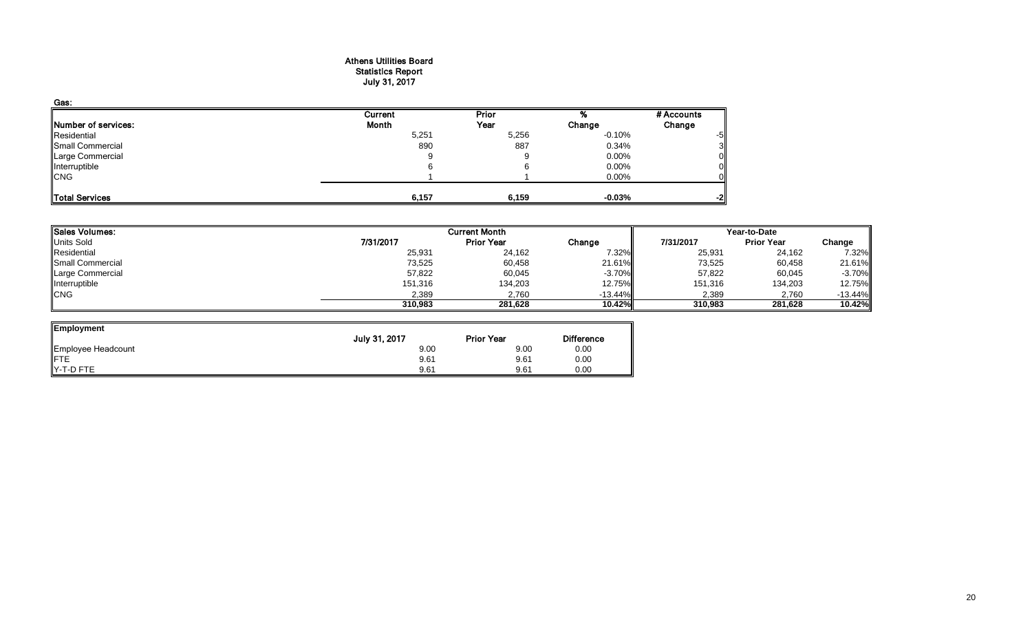# Athens Utilities Board
## Statistics Report
## July 31, 2017

**Gas:**

| Number of services: | Current Month | Prior Year | % Change | # Accounts Change |
|---|---|---|---|---|
| Residential | 5,251 | 5,256 | -0.10% | -5 |
| Small Commercial | 890 | 887 | 0.34% | 3 |
| Large Commercial | 9 | 9 | 0.00% | 0 |
| Interruptible | 6 | 6 | 0.00% | 0 |
| CNG | 1 | 1 | 0.00% | 0 |
| **Total Services** | **6,157** | **6,159** | **-0.03%** | **-2** |

| Sales Volumes: | Current Month | | | Year-to-Date | | |
|---|---|---|---|---|---|---|
| Units Sold | 7/31/2017 | Prior Year | Change | 7/31/2017 | Prior Year | Change |
| Residential | 25,931 | 24,162 | 7.32% | 25,931 | 24,162 | 7.32% |
| Small Commercial | 73,525 | 60,458 | 21.61% | 73,525 | 60,458 | 21.61% |
| Large Commercial | 57,822 | 60,045 | -3.70% | 57,822 | 60,045 | -3.70% |
| Interruptible | 151,316 | 134,203 | 12.75% | 151,316 | 134,203 | 12.75% |
| CNG | 2,389 | 2,760 | -13.44% | 2,389 | 2,760 | -13.44% |
| | **310,983** | **281,628** | **10.42%** | **310,983** | **281,628** | **10.42%** |

| Employment | July 31, 2017 | Prior Year | Difference |
|---|---|---|---|
| Employee Headcount | 9.00 | 9.00 | 0.00 |
| FTE | 9.61 | 9.61 | 0.00 |
| Y-T-D FTE | 9.61 | 9.61 | 0.00 |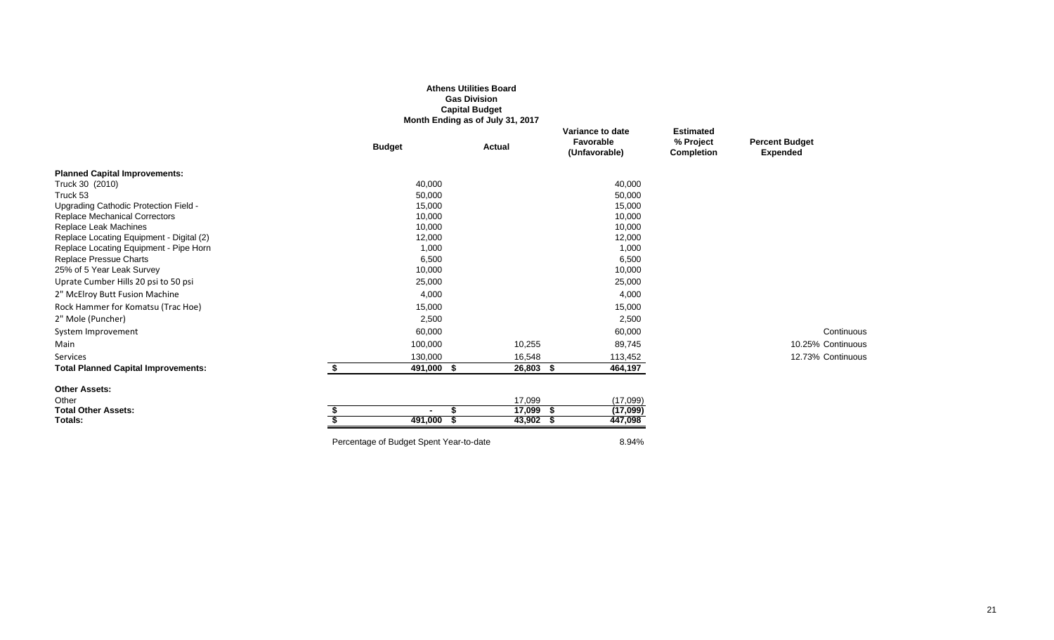**Athens Utilities Board**
**Gas Division**
**Capital Budget**
**Month Ending as of July 31, 2017**

| | Budget | Actual | Variance to date Favorable (Unfavorable) | Estimated % Project Completion | Percent Budget Expended | |
|---|---|---|---|---|---|---|
| **Planned Capital Improvements:** | | | | | | |
| Truck 30 (2010) | 40,000 | | 40,000 | | | |
| Truck 53 | 50,000 | | 50,000 | | | |
| Upgrading Cathodic Protection Field - | 15,000 | | 15,000 | | | |
| Replace Mechanical Correctors | 10,000 | | 10,000 | | | |
| Replace Leak Machines | 10,000 | | 10,000 | | | |
| Replace Locating Equipment - Digital (2) | 12,000 | | 12,000 | | | |
| Replace Locating Equipment - Pipe Horn | 1,000 | | 1,000 | | | |
| Replace Pressue Charts | 6,500 | | 6,500 | | | |
| 25% of 5 Year Leak Survey | 10,000 | | 10,000 | | | |
| Uprate Cumber Hills 20 psi to 50 psi | 25,000 | | 25,000 | | | |
| 2" McElroy Butt Fusion Machine | 4,000 | | 4,000 | | | |
| Rock Hammer for Komatsu (Trac Hoe) | 15,000 | | 15,000 | | | |
| 2" Mole (Puncher) | 2,500 | | 2,500 | | | |
| System Improvement | 60,000 | | 60,000 | | | Continuous |
| Main | 100,000 | 10,255 | 89,745 | | 10.25% | Continuous |
| Services | 130,000 | 16,548 | 113,452 | | 12.73% | Continuous |
| **Total Planned Capital Improvements:** | **$ 491,000** | **$ 26,803** | **$ 464,197** | | | |
| **Other Assets:** | | | | | | |
| Other | | 17,099 | (17,099) | | | |
| **Total Other Assets:** | **$ -** | **$ 17,099** | **$ (17,099)** | | | |
| **Totals:** | **$ 491,000** | **$ 43,902** | **$ 447,098** | | | |

Percentage of Budget Spent Year-to-date 8.94%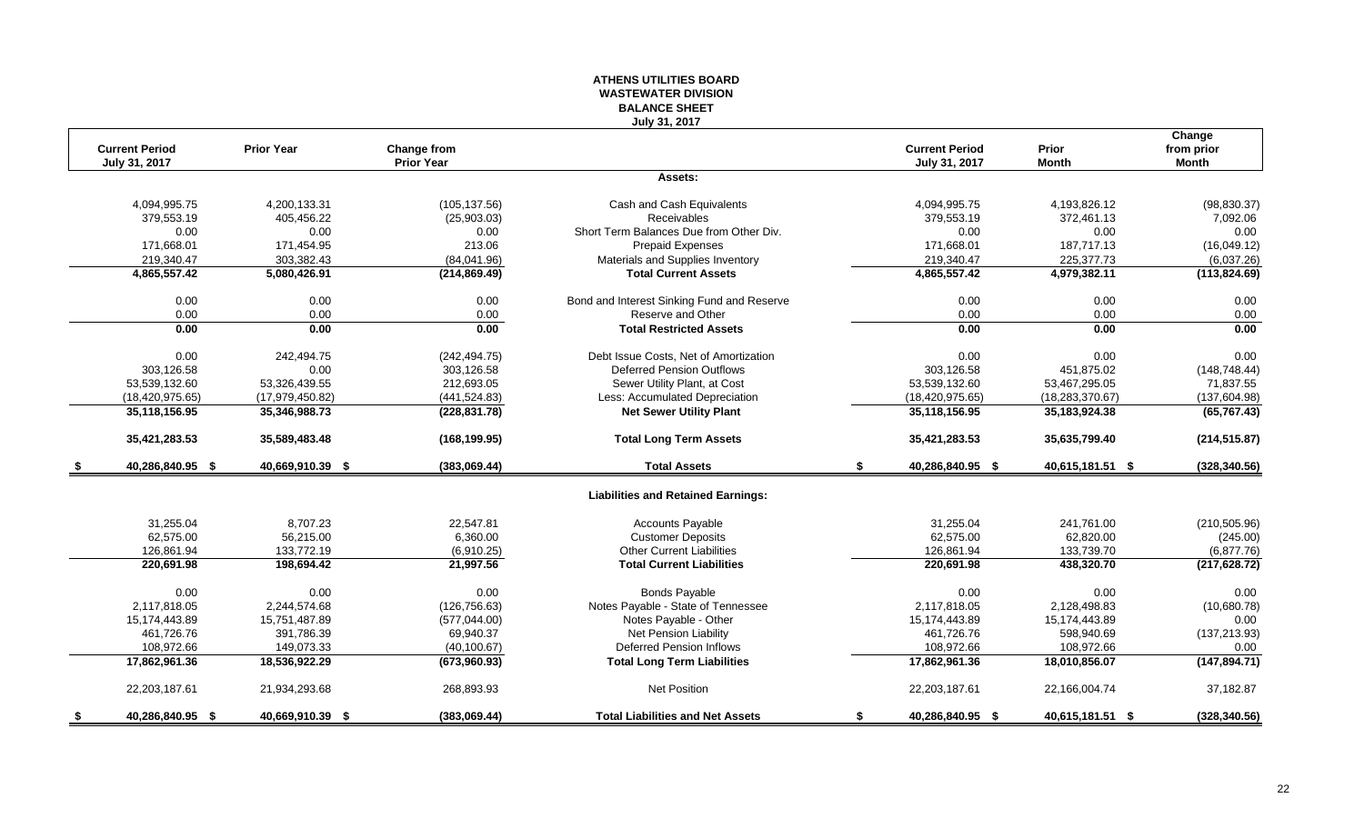# ATHENS UTILITIES BOARD
## WASTEWATER DIVISION
## BALANCE SHEET
### July 31, 2017

| Current Period July 31, 2017 | Prior Year | Change from Prior Year | | Current Period July 31, 2017 | Prior Month | Change from prior Month |
|---|---|---|---|---|---|---|
| | | | **Assets:** | | | |
| 4,094,995.75 | 4,200,133.31 | (105,137.56) | Cash and Cash Equivalents | 4,094,995.75 | 4,193,826.12 | (98,830.37) |
| 379,553.19 | 405,456.22 | (25,903.03) | Receivables | 379,553.19 | 372,461.13 | 7,092.06 |
| 0.00 | 0.00 | 0.00 | Short Term Balances Due from Other Div. | 0.00 | 0.00 | 0.00 |
| 171,668.01 | 171,454.95 | 213.06 | Prepaid Expenses | 171,668.01 | 187,717.13 | (16,049.12) |
| 219,340.47 | 303,382.43 | (84,041.96) | Materials and Supplies Inventory | 219,340.47 | 225,377.73 | (6,037.26) |
| **4,865,557.42** | **5,080,426.91** | **(214,869.49)** | **Total Current Assets** | **4,865,557.42** | **4,979,382.11** | **(113,824.69)** |
| 0.00 | 0.00 | 0.00 | Bond and Interest Sinking Fund and Reserve | 0.00 | 0.00 | 0.00 |
| 0.00 | 0.00 | 0.00 | Reserve and Other | 0.00 | 0.00 | 0.00 |
| **0.00** | **0.00** | **0.00** | **Total Restricted Assets** | **0.00** | **0.00** | **0.00** |
| 0.00 | 242,494.75 | (242,494.75) | Debt Issue Costs, Net of Amortization | 0.00 | 0.00 | 0.00 |
| 303,126.58 | 0.00 | 303,126.58 | Deferred Pension Outflows | 303,126.58 | 451,875.02 | (148,748.44) |
| 53,539,132.60 | 53,326,439.55 | 212,693.05 | Sewer Utility Plant, at Cost | 53,539,132.60 | 53,467,295.05 | 71,837.55 |
| (18,420,975.65) | (17,979,450.82) | (441,524.83) | Less: Accumulated Depreciation | (18,420,975.65) | (18,283,370.67) | (137,604.98) |
| **35,118,156.95** | **35,346,988.73** | **(228,831.78)** | **Net Sewer Utility Plant** | **35,118,156.95** | **35,183,924.38** | **(65,767.43)** |
| **35,421,283.53** | **35,589,483.48** | **(168,199.95)** | **Total Long Term Assets** | **35,421,283.53** | **35,635,799.40** | **(214,515.87)** |
| **$ 40,286,840.95** | **$ 40,669,910.39** | **$ (383,069.44)** | **Total Assets** | **$ 40,286,840.95** | **$ 40,615,181.51** | **$ (328,340.56)** |
| | | | **Liabilities and Retained Earnings:** | | | |
| 31,255.04 | 8,707.23 | 22,547.81 | Accounts Payable | 31,255.04 | 241,761.00 | (210,505.96) |
| 62,575.00 | 56,215.00 | 6,360.00 | Customer Deposits | 62,575.00 | 62,820.00 | (245.00) |
| 126,861.94 | 133,772.19 | (6,910.25) | Other Current Liabilities | 126,861.94 | 133,739.70 | (6,877.76) |
| **220,691.98** | **198,694.42** | **21,997.56** | **Total Current Liabilities** | **220,691.98** | **438,320.70** | **(217,628.72)** |
| 0.00 | 0.00 | 0.00 | Bonds Payable | 0.00 | 0.00 | 0.00 |
| 2,117,818.05 | 2,244,574.68 | (126,756.63) | Notes Payable - State of Tennessee | 2,117,818.05 | 2,128,498.83 | (10,680.78) |
| 15,174,443.89 | 15,751,487.89 | (577,044.00) | Notes Payable - Other | 15,174,443.89 | 15,174,443.89 | 0.00 |
| 461,726.76 | 391,786.39 | 69,940.37 | Net Pension Liability | 461,726.76 | 598,940.69 | (137,213.93) |
| 108,972.66 | 149,073.33 | (40,100.67) | Deferred Pension Inflows | 108,972.66 | 108,972.66 | 0.00 |
| **17,862,961.36** | **18,536,922.29** | **(673,960.93)** | **Total Long Term Liabilities** | **17,862,961.36** | **18,010,856.07** | **(147,894.71)** |
| 22,203,187.61 | 21,934,293.68 | 268,893.93 | Net Position | 22,203,187.61 | 22,166,004.74 | 37,182.87 |
| **$ 40,286,840.95** | **$ 40,669,910.39** | **$ (383,069.44)** | **Total Liabilities and Net Assets** | **$ 40,286,840.95** | **$ 40,615,181.51** | **$ (328,340.56)** |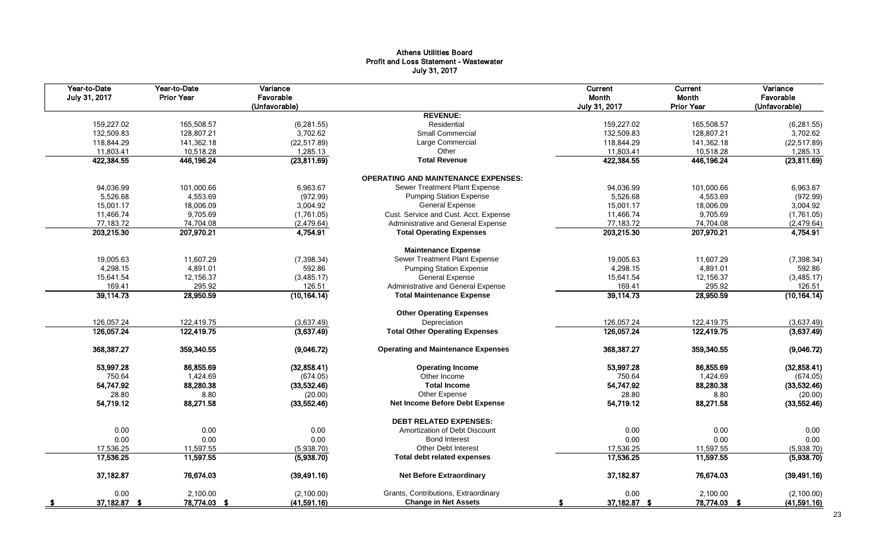# Athens Utilities Board
## Profit and Loss Statement - Wastewater
### July 31, 2017

| Year-to-Date July 31, 2017 | Year-to-Date Prior Year | Variance Favorable (Unfavorable) | | Current Month July 31, 2017 | Current Month Prior Year | Variance Favorable (Unfavorable) |
|---|---|---|---|---|---|---|
| | | | **REVENUE:** | | | |
| 159,227.02 | 165,508.57 | (6,281.55) | Residential | 159,227.02 | 165,508.57 | (6,281.55) |
| 132,509.83 | 128,807.21 | 3,702.62 | Small Commercial | 132,509.83 | 128,807.21 | 3,702.62 |
| 118,844.29 | 141,362.18 | (22,517.89) | Large Commercial | 118,844.29 | 141,362.18 | (22,517.89) |
| 11,803.41 | 10,518.28 | 1,285.13 | Other | 11,803.41 | 10,518.28 | 1,285.13 |
| **422,384.55** | **446,196.24** | **(23,811.69)** | **Total Revenue** | **422,384.55** | **446,196.24** | **(23,811.69)** |
| | | | **OPERATING AND MAINTENANCE EXPENSES:** | | | |
| 94,036.99 | 101,000.66 | 6,963.67 | Sewer Treatment Plant Expense | 94,036.99 | 101,000.66 | 6,963.67 |
| 5,526.68 | 4,553.69 | (972.99) | Pumping Station Expense | 5,526.68 | 4,553.69 | (972.99) |
| 15,001.17 | 18,006.09 | 3,004.92 | General Expense | 15,001.17 | 18,006.09 | 3,004.92 |
| 11,466.74 | 9,705.69 | (1,761.05) | Cust. Service and Cust. Acct. Expense | 11,466.74 | 9,705.69 | (1,761.05) |
| 77,183.72 | 74,704.08 | (2,479.64) | Administrative and General Expense | 77,183.72 | 74,704.08 | (2,479.64) |
| **203,215.30** | **207,970.21** | **4,754.91** | **Total Operating Expenses** | **203,215.30** | **207,970.21** | **4,754.91** |
| | | | **Maintenance Expense** | | | |
| 19,005.63 | 11,607.29 | (7,398.34) | Sewer Treatment Plant Expense | 19,005.63 | 11,607.29 | (7,398.34) |
| 4,298.15 | 4,891.01 | 592.86 | Pumping Station Expense | 4,298.15 | 4,891.01 | 592.86 |
| 15,641.54 | 12,156.37 | (3,485.17) | General Expense | 15,641.54 | 12,156.37 | (3,485.17) |
| 169.41 | 295.92 | 126.51 | Administrative and General Expense | 169.41 | 295.92 | 126.51 |
| **39,114.73** | **28,950.59** | **(10,164.14)** | **Total Maintenance Expense** | **39,114.73** | **28,950.59** | **(10,164.14)** |
| | | | **Other Operating Expenses** | | | |
| 126,057.24 | 122,419.75 | (3,637.49) | Depreciation | 126,057.24 | 122,419.75 | (3,637.49) |
| **126,057.24** | **122,419.75** | **(3,637.49)** | **Total Other Operating Expenses** | **126,057.24** | **122,419.75** | **(3,637.49)** |
| **368,387.27** | **359,340.55** | **(9,046.72)** | **Operating and Maintenance Expenses** | **368,387.27** | **359,340.55** | **(9,046.72)** |
| **53,997.28** | **86,855.69** | **(32,858.41)** | **Operating Income** | **53,997.28** | **86,855.69** | **(32,858.41)** |
| 750.64 | 1,424.69 | (674.05) | Other Income | 750.64 | 1,424.69 | (674.05) |
| **54,747.92** | **88,280.38** | **(33,532.46)** | **Total Income** | **54,747.92** | **88,280.38** | **(33,532.46)** |
| 28.80 | 8.80 | (20.00) | Other Expense | 28.80 | 8.80 | (20.00) |
| **54,719.12** | **88,271.58** | **(33,552.46)** | **Net Income Before Debt Expense** | **54,719.12** | **88,271.58** | **(33,552.46)** |
| | | | **DEBT RELATED EXPENSES:** | | | |
| 0.00 | 0.00 | 0.00 | Amortization of Debt Discount | 0.00 | 0.00 | 0.00 |
| 0.00 | 0.00 | 0.00 | Bond Interest | 0.00 | 0.00 | 0.00 |
| 17,536.25 | 11,597.55 | (5,938.70) | Other Debt Interest | 17,536.25 | 11,597.55 | (5,938.70) |
| **17,536.25** | **11,597.55** | **(5,938.70)** | **Total debt related expenses** | **17,536.25** | **11,597.55** | **(5,938.70)** |
| **37,182.87** | **76,674.03** | **(39,491.16)** | **Net Before Extraordinary** | **37,182.87** | **76,674.03** | **(39,491.16)** |
| 0.00 | 2,100.00 | (2,100.00) | Grants, Contributions, Extraordinary | 0.00 | 2,100.00 | (2,100.00) |
| **$ 37,182.87** | **$ 78,774.03** | **$ (41,591.16)** | **Change in Net Assets** | **$ 37,182.87** | **$ 78,774.03** | **$ (41,591.16)** |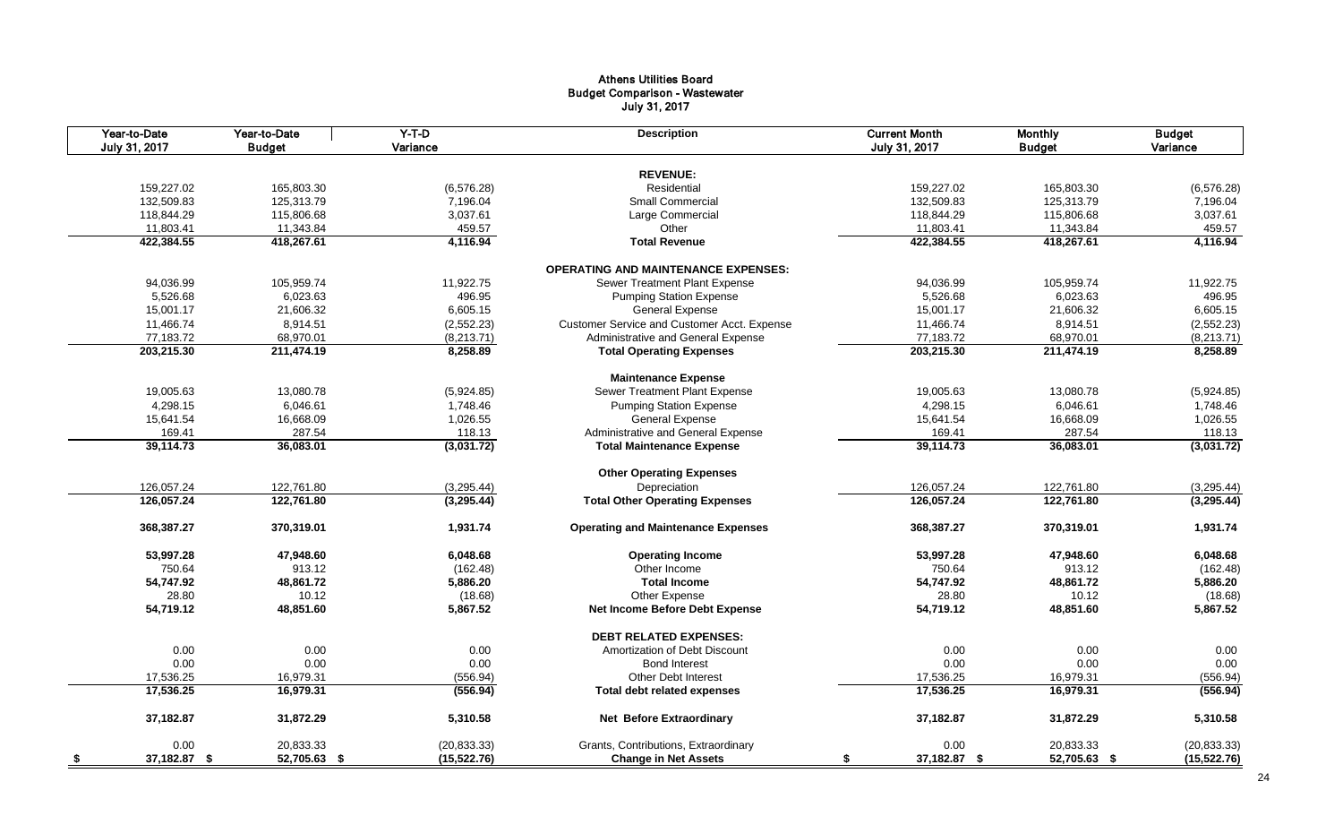# Athens Utilities Board
## Budget Comparison - Wastewater
### July 31, 2017

| Year-to-Date July 31, 2017 | Year-to-Date Budget | Y-T-D Variance | Description | Current Month July 31, 2017 | Monthly Budget | Budget Variance |
|---|---|---|---|---|---|---|
| | | | **REVENUE:** | | | |
| 159,227.02 | 165,803.30 | (6,576.28) | Residential | 159,227.02 | 165,803.30 | (6,576.28) |
| 132,509.83 | 125,313.79 | 7,196.04 | Small Commercial | 132,509.83 | 125,313.79 | 7,196.04 |
| 118,844.29 | 115,806.68 | 3,037.61 | Large Commercial | 118,844.29 | 115,806.68 | 3,037.61 |
| 11,803.41 | 11,343.84 | 459.57 | Other | 11,803.41 | 11,343.84 | 459.57 |
| **422,384.55** | **418,267.61** | **4,116.94** | **Total Revenue** | **422,384.55** | **418,267.61** | **4,116.94** |
| | | | **OPERATING AND MAINTENANCE EXPENSES:** | | | |
| 94,036.99 | 105,959.74 | 11,922.75 | Sewer Treatment Plant Expense | 94,036.99 | 105,959.74 | 11,922.75 |
| 5,526.68 | 6,023.63 | 496.95 | Pumping Station Expense | 5,526.68 | 6,023.63 | 496.95 |
| 15,001.17 | 21,606.32 | 6,605.15 | General Expense | 15,001.17 | 21,606.32 | 6,605.15 |
| 11,466.74 | 8,914.51 | (2,552.23) | Customer Service and Customer Acct. Expense | 11,466.74 | 8,914.51 | (2,552.23) |
| 77,183.72 | 68,970.01 | (8,213.71) | Administrative and General Expense | 77,183.72 | 68,970.01 | (8,213.71) |
| **203,215.30** | **211,474.19** | **8,258.89** | **Total Operating Expenses** | **203,215.30** | **211,474.19** | **8,258.89** |
| | | | **Maintenance Expense** | | | |
| 19,005.63 | 13,080.78 | (5,924.85) | Sewer Treatment Plant Expense | 19,005.63 | 13,080.78 | (5,924.85) |
| 4,298.15 | 6,046.61 | 1,748.46 | Pumping Station Expense | 4,298.15 | 6,046.61 | 1,748.46 |
| 15,641.54 | 16,668.09 | 1,026.55 | General Expense | 15,641.54 | 16,668.09 | 1,026.55 |
| 169.41 | 287.54 | 118.13 | Administrative and General Expense | 169.41 | 287.54 | 118.13 |
| **39,114.73** | **36,083.01** | **(3,031.72)** | **Total Maintenance Expense** | **39,114.73** | **36,083.01** | **(3,031.72)** |
| | | | **Other Operating Expenses** | | | |
| 126,057.24 | 122,761.80 | (3,295.44) | Depreciation | 126,057.24 | 122,761.80 | (3,295.44) |
| **126,057.24** | **122,761.80** | **(3,295.44)** | **Total Other Operating Expenses** | **126,057.24** | **122,761.80** | **(3,295.44)** |
| **368,387.27** | **370,319.01** | **1,931.74** | **Operating and Maintenance Expenses** | **368,387.27** | **370,319.01** | **1,931.74** |
| **53,997.28** | **47,948.60** | **6,048.68** | **Operating Income** | **53,997.28** | **47,948.60** | **6,048.68** |
| 750.64 | 913.12 | (162.48) | Other Income | 750.64 | 913.12 | (162.48) |
| **54,747.92** | **48,861.72** | **5,886.20** | **Total Income** | **54,747.92** | **48,861.72** | **5,886.20** |
| 28.80 | 10.12 | (18.68) | Other Expense | 28.80 | 10.12 | (18.68) |
| **54,719.12** | **48,851.60** | **5,867.52** | **Net Income Before Debt Expense** | **54,719.12** | **48,851.60** | **5,867.52** |
| | | | **DEBT RELATED EXPENSES:** | | | |
| 0.00 | 0.00 | 0.00 | Amortization of Debt Discount | 0.00 | 0.00 | 0.00 |
| 0.00 | 0.00 | 0.00 | Bond Interest | 0.00 | 0.00 | 0.00 |
| 17,536.25 | 16,979.31 | (556.94) | Other Debt Interest | 17,536.25 | 16,979.31 | (556.94) |
| **17,536.25** | **16,979.31** | **(556.94)** | **Total debt related expenses** | **17,536.25** | **16,979.31** | **(556.94)** |
| **37,182.87** | **31,872.29** | **5,310.58** | **Net Before Extraordinary** | **37,182.87** | **31,872.29** | **5,310.58** |
| 0.00 | 20,833.33 | (20,833.33) | Grants, Contributions, Extraordinary | 0.00 | 20,833.33 | (20,833.33) |
| **$ 37,182.87** | **$ 52,705.63** | **$ (15,522.76)** | **Change in Net Assets** | **$ 37,182.87** | **$ 52,705.63** | **$ (15,522.76)** |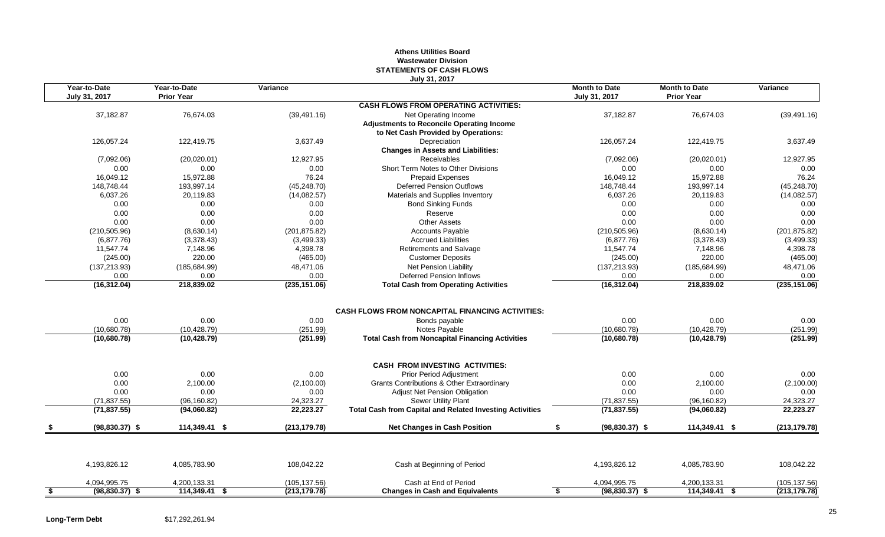**Athens Utilities Board**
**Wastewater Division**
**STATEMENTS OF CASH FLOWS**
**July 31, 2017**

| Year-to-Date July 31, 2017 | Year-to-Date Prior Year | Variance | | Month to Date July 31, 2017 | Month to Date Prior Year | Variance |
|---|---|---|---|---|---|---|
| | | | **CASH FLOWS FROM OPERATING ACTIVITIES:** | | | |
| 37,182.87 | 76,674.03 | (39,491.16) | Net Operating Income | 37,182.87 | 76,674.03 | (39,491.16) |
| | | | **Adjustments to Reconcile Operating Income to Net Cash Provided by Operations:** | | | |
| 126,057.24 | 122,419.75 | 3,637.49 | Depreciation | 126,057.24 | 122,419.75 | 3,637.49 |
| | | | **Changes in Assets and Liabilities:** | | | |
| (7,092.06) | (20,020.01) | 12,927.95 | Receivables | (7,092.06) | (20,020.01) | 12,927.95 |
| 0.00 | 0.00 | 0.00 | Short Term Notes to Other Divisions | 0.00 | 0.00 | 0.00 |
| 16,049.12 | 15,972.88 | 76.24 | Prepaid Expenses | 16,049.12 | 15,972.88 | 76.24 |
| 148,748.44 | 193,997.14 | (45,248.70) | Deferred Pension Outflows | 148,748.44 | 193,997.14 | (45,248.70) |
| 6,037.26 | 20,119.83 | (14,082.57) | Materials and Supplies Inventory | 6,037.26 | 20,119.83 | (14,082.57) |
| 0.00 | 0.00 | 0.00 | Bond Sinking Funds | 0.00 | 0.00 | 0.00 |
| 0.00 | 0.00 | 0.00 | Reserve | 0.00 | 0.00 | 0.00 |
| 0.00 | 0.00 | 0.00 | Other Assets | 0.00 | 0.00 | 0.00 |
| (210,505.96) | (8,630.14) | (201,875.82) | Accounts Payable | (210,505.96) | (8,630.14) | (201,875.82) |
| (6,877.76) | (3,378.43) | (3,499.33) | Accrued Liabilities | (6,877.76) | (3,378.43) | (3,499.33) |
| 11,547.74 | 7,148.96 | 4,398.78 | Retirements and Salvage | 11,547.74 | 7,148.96 | 4,398.78 |
| (245.00) | 220.00 | (465.00) | Customer Deposits | (245.00) | 220.00 | (465.00) |
| (137,213.93) | (185,684.99) | 48,471.06 | Net Pension Liability | (137,213.93) | (185,684.99) | 48,471.06 |
| 0.00 | 0.00 | 0.00 | Deferred Pension Inflows | 0.00 | 0.00 | 0.00 |
| **(16,312.04)** | **218,839.02** | **(235,151.06)** | **Total Cash from Operating Activities** | **(16,312.04)** | **218,839.02** | **(235,151.06)** |
| | | | **CASH FLOWS FROM NONCAPITAL FINANCING ACTIVITIES:** | | | |
| 0.00 | 0.00 | 0.00 | Bonds payable | 0.00 | 0.00 | 0.00 |
| (10,680.78) | (10,428.79) | (251.99) | Notes Payable | (10,680.78) | (10,428.79) | (251.99) |
| **(10,680.78)** | **(10,428.79)** | **(251.99)** | **Total Cash from Noncapital Financing Activities** | **(10,680.78)** | **(10,428.79)** | **(251.99)** |
| | | | **CASH FROM INVESTING ACTIVITIES:** | | | |
| 0.00 | 0.00 | 0.00 | Prior Period Adjustment | 0.00 | 0.00 | 0.00 |
| 0.00 | 2,100.00 | (2,100.00) | Grants Contributions & Other Extraordinary | 0.00 | 2,100.00 | (2,100.00) |
| 0.00 | 0.00 | 0.00 | Adjust Net Pension Obligation | 0.00 | 0.00 | 0.00 |
| (71,837.55) | (96,160.82) | 24,323.27 | Sewer Utility Plant | (71,837.55) | (96,160.82) | 24,323.27 |
| **(71,837.55)** | **(94,060.82)** | **22,223.27** | **Total Cash from Capital and Related Investing Activities** | **(71,837.55)** | **(94,060.82)** | **22,223.27** |
| **$ (98,830.37)** | **$ 114,349.41** | **$ (213,179.78)** | **Net Changes in Cash Position** | **$ (98,830.37)** | **$ 114,349.41** | **$ (213,179.78)** |
| 4,193,826.12 | 4,085,783.90 | 108,042.22 | Cash at Beginning of Period | 4,193,826.12 | 4,085,783.90 | 108,042.22 |
| 4,094,995.75 | 4,200,133.31 | (105,137.56) | Cash at End of Period | 4,094,995.75 | 4,200,133.31 | (105,137.56) |
| **$ (98,830.37)** | **$ 114,349.41** | **$ (213,179.78)** | **Changes in Cash and Equivalents** | **$ (98,830.37)** | **$ 114,349.41** | **$ (213,179.78)** |

**Long-Term Debt** $17,292,261.94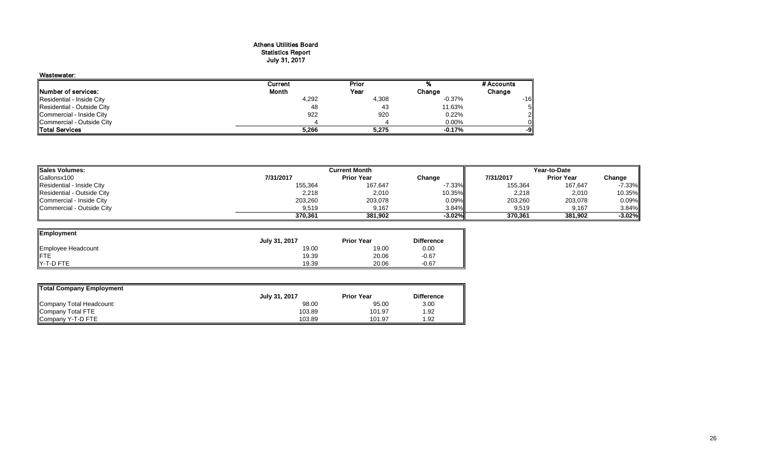# Athens Utilities Board
## Statistics Report
## July 31, 2017

**Wastewater:**

| Number of services: | Current Month | Prior Year | % Change | # Accounts Change |
|---|---|---|---|---|
| Residential - Inside City | 4,292 | 4,308 | -0.37% | -16 |
| Residential - Outside City | 48 | 43 | 11.63% | 5 |
| Commercial - Inside City | 922 | 920 | 0.22% | 2 |
| Commercial - Outside City | 4 | 4 | 0.00% | 0 |
| **Total Services** | **5,266** | **5,275** | **-0.17%** | **-9** |

| Sales Volumes: | Current Month | | | Year-to-Date | | |
|---|---|---|---|---|---|---|
| Gallonsx100 | 7/31/2017 | Prior Year | Change | 7/31/2017 | Prior Year | Change |
| Residential - Inside City | 155,364 | 167,647 | -7.33% | 155,364 | 167,647 | -7.33% |
| Residential - Outside City | 2,218 | 2,010 | 10.35% | 2,218 | 2,010 | 10.35% |
| Commercial - Inside City | 203,260 | 203,078 | 0.09% | 203,260 | 203,078 | 0.09% |
| Commercial - Outside City | 9,519 | 9,167 | 3.84% | 9,519 | 9,167 | 3.84% |
| | **370,361** | **381,902** | **-3.02%** | **370,361** | **381,902** | **-3.02%** |

| Employment | July 31, 2017 | Prior Year | Difference |
|---|---|---|---|
| Employee Headcount | 19.00 | 19.00 | 0.00 |
| FTE | 19.39 | 20.06 | -0.67 |
| Y-T-D FTE | 19.39 | 20.06 | -0.67 |

| Total Company Employment | July 31, 2017 | Prior Year | Difference |
|---|---|---|---|
| Company Total Headcount: | 98.00 | 95.00 | 3.00 |
| Company Total FTE | 103.89 | 101.97 | 1.92 |
| Company Y-T-D FTE | 103.89 | 101.97 | 1.92 |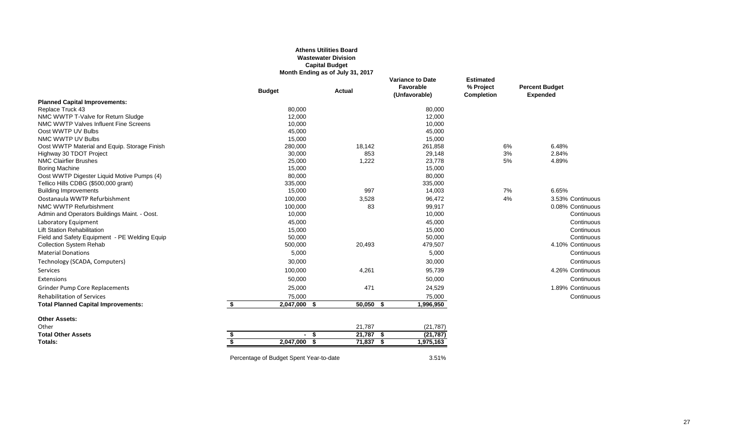**Athens Utilities Board**
**Wastewater Division**
**Capital Budget**
**Month Ending as of July 31, 2017**

| | Budget | Actual | Variance to Date Favorable (Unfavorable) | Estimated % Project Completion | Percent Budget Expended | |
|---|---|---|---|---|---|---|
| **Planned Capital Improvements:** | | | | | | |
| Replace Truck 43 | 80,000 | | 80,000 | | | |
| NMC WWTP T-Valve for Return Sludge | 12,000 | | 12,000 | | | |
| NMC WWTP Valves Influent Fine Screens | 10,000 | | 10,000 | | | |
| Oost WWTP UV Bulbs | 45,000 | | 45,000 | | | |
| NMC WWTP UV Bulbs | 15,000 | | 15,000 | | | |
| Oost WWTP Material and Equip. Storage Finish | 280,000 | 18,142 | 261,858 | 6% | 6.48% | |
| Highway 30 TDOT Project | 30,000 | 853 | 29,148 | 3% | 2.84% | |
| NMC Clairfier Brushes | 25,000 | 1,222 | 23,778 | 5% | 4.89% | |
| Boring Machine | 15,000 | | 15,000 | | | |
| Oost WWTP Digester Liquid Motive Pumps (4) | 80,000 | | 80,000 | | | |
| Tellico Hills CDBG ($500,000 grant) | 335,000 | | 335,000 | | | |
| Building Improvements | 15,000 | 997 | 14,003 | 7% | 6.65% | |
| Oostanaula WWTP Refurbishment | 100,000 | 3,528 | 96,472 | 4% | 3.53% | Continuous |
| NMC WWTP Refurbishment | 100,000 | 83 | 99,917 | | 0.08% | Continuous |
| Admin and Operators Buildings Maint. - Oost. | 10,000 | | 10,000 | | | Continuous |
| Laboratory Equipment | 45,000 | | 45,000 | | | Continuous |
| Lift Station Rehabilitation | 15,000 | | 15,000 | | | Continuous |
| Field and Safety Equipment - PE Welding Equip | 50,000 | | 50,000 | | | Continuous |
| Collection System Rehab | 500,000 | 20,493 | 479,507 | | 4.10% | Continuous |
| Material Donations | 5,000 | | 5,000 | | | Continuous |
| Technology (SCADA, Computers) | 30,000 | | 30,000 | | | Continuous |
| Services | 100,000 | 4,261 | 95,739 | | 4.26% | Continuous |
| Extensions | 50,000 | | 50,000 | | | Continuous |
| Grinder Pump Core Replacements | 25,000 | 471 | 24,529 | | 1.89% | Continuous |
| Rehabilitation of Services | 75,000 | | 75,000 | | | Continuous |
| **Total Planned Capital Improvements:** | **$ 2,047,000** | **$ 50,050** | **$ 1,996,950** | | | |
| **Other Assets:** | | | | | | |
| Other | | 21,787 | (21,787) | | | |
| **Total Other Assets** | **$ -** | **$ 21,787** | **$ (21,787)** | | | |
| **Totals:** | **$ 2,047,000** | **$ 71,837** | **$ 1,975,163** | | | |

Percentage of Budget Spent Year-to-date 3.51%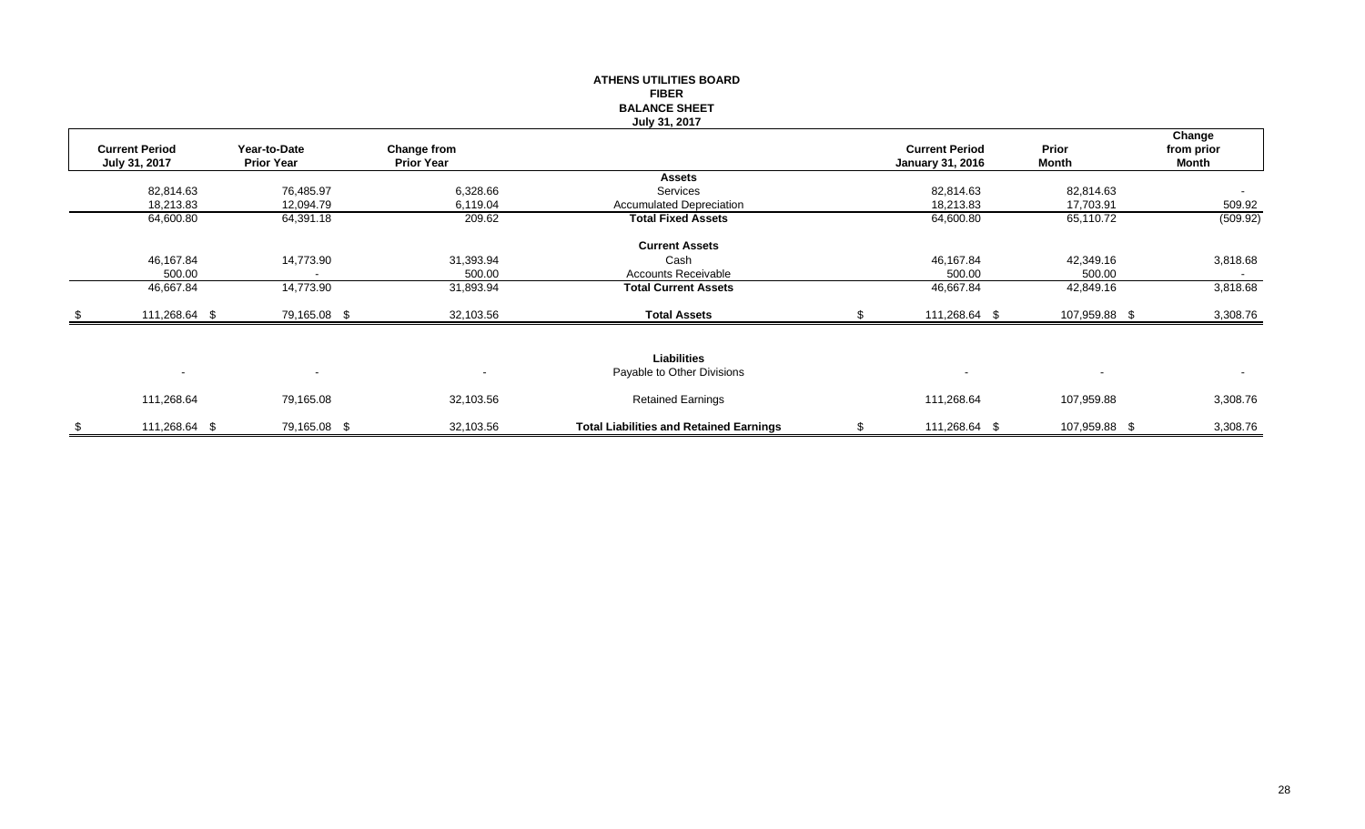**ATHENS UTILITIES BOARD**
**FIBER**
**BALANCE SHEET**
**July 31, 2017**

| Current Period July 31, 2017 | Year-to-Date Prior Year | Change from Prior Year | | Current Period January 31, 2016 | Prior Month | Change from prior Month |
|---|---|---|---|---|---|---|
| | | | **Assets** | | | |
| 82,814.63 | 76,485.97 | 6,328.66 | Services | 82,814.63 | 82,814.63 | - |
| 18,213.83 | 12,094.79 | 6,119.04 | Accumulated Depreciation | 18,213.83 | 17,703.91 | 509.92 |
| 64,600.80 | 64,391.18 | 209.62 | **Total Fixed Assets** | 64,600.80 | 65,110.72 | (509.92) |
| | | | **Current Assets** | | | |
| 46,167.84 | 14,773.90 | 31,393.94 | Cash | 46,167.84 | 42,349.16 | 3,818.68 |
| 500.00 | - | 500.00 | Accounts Receivable | 500.00 | 500.00 | - |
| 46,667.84 | 14,773.90 | 31,893.94 | **Total Current Assets** | 46,667.84 | 42,849.16 | 3,818.68 |
| $ 111,268.64 | $ 79,165.08 | $ 32,103.56 | **Total Assets** | $ 111,268.64 | $ 107,959.88 | $ 3,308.76 |
| | | | **Liabilities** | | | |
| - | - | - | Payable to Other Divisions | - | - | - |
| 111,268.64 | 79,165.08 | 32,103.56 | Retained Earnings | 111,268.64 | 107,959.88 | 3,308.76 |
| $ 111,268.64 | $ 79,165.08 | $ 32,103.56 | **Total Liabilities and Retained Earnings** | $ 111,268.64 | $ 107,959.88 | $ 3,308.76 |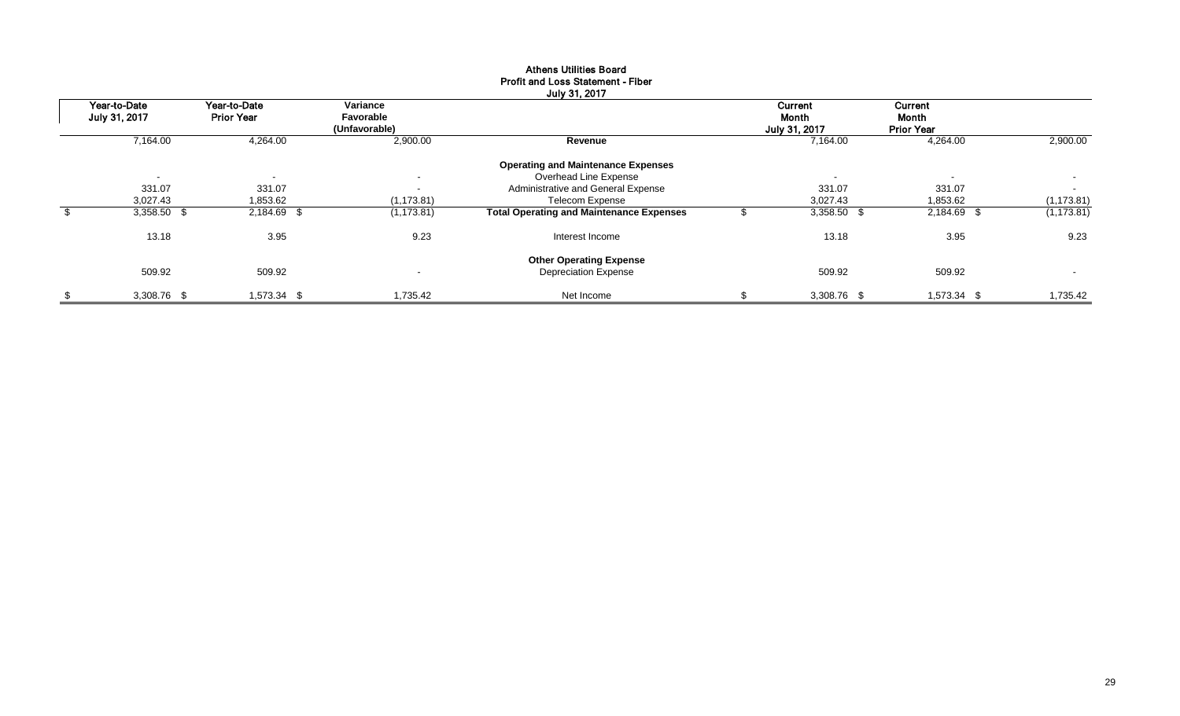**Athens Utilities Board**
**Profit and Loss Statement - Fiber**
**July 31, 2017**

| Year-to-Date July 31, 2017 | Year-to-Date Prior Year | Variance Favorable (Unfavorable) | | Current Month July 31, 2017 | Current Month Prior Year | |
|---|---|---|---|---|---|---|
| 7,164.00 | 4,264.00 | 2,900.00 | **Revenue** | 7,164.00 | 4,264.00 | 2,900.00 |
| | | | **Operating and Maintenance Expenses** | | | |
| - | - | - | Overhead Line Expense | - | - | - |
| 331.07 | 331.07 | - | Administrative and General Expense | 331.07 | 331.07 | - |
| 3,027.43 | 1,853.62 | (1,173.81) | Telecom Expense | 3,027.43 | 1,853.62 | (1,173.81) |
| $ 3,358.50 | $ 2,184.69 | $ (1,173.81) | **Total Operating and Maintenance Expenses** | $ 3,358.50 | $ 2,184.69 | $ (1,173.81) |
| 13.18 | 3.95 | 9.23 | Interest Income | 13.18 | 3.95 | 9.23 |
| | | | **Other Operating Expense** | | | |
| 509.92 | 509.92 | - | Depreciation Expense | 509.92 | 509.92 | - |
| $ 3,308.76 | $ 1,573.34 | $ 1,735.42 | Net Income | $ 3,308.76 | $ 1,573.34 | $ 1,735.42 |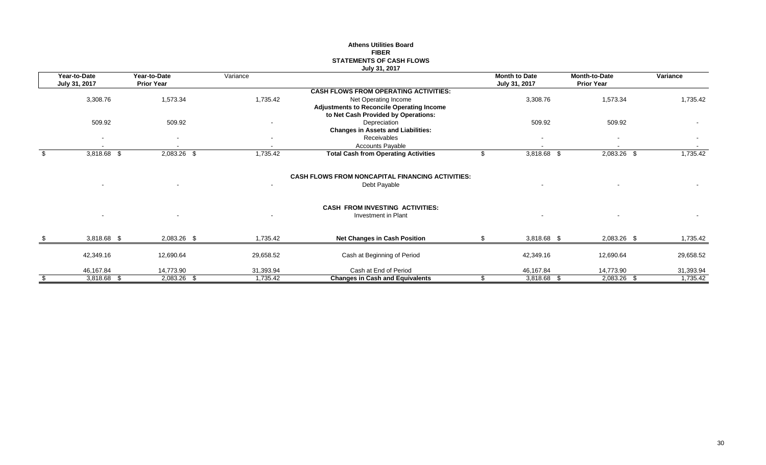# Athens Utilities Board
## FIBER
## STATEMENTS OF CASH FLOWS
### July 31, 2017

| Year-to-Date July 31, 2017 | Year-to-Date Prior Year | Variance | | Month to Date July 31, 2017 | Month-to-Date Prior Year | Variance |
|---|---|---|---|---|---|---|
| | | | **CASH FLOWS FROM OPERATING ACTIVITIES:** | | | |
| 3,308.76 | 1,573.34 | 1,735.42 | Net Operating Income | 3,308.76 | 1,573.34 | 1,735.42 |
| | | | **Adjustments to Reconcile Operating Income to Net Cash Provided by Operations:** | | | |
| 509.92 | 509.92 | - | Depreciation | 509.92 | 509.92 | - |
| | | | **Changes in Assets and Liabilities:** | | | |
| - | - | - | Receivables | - | - | - |
| - | - | - | Accounts Payable | - | - | - |
| $ 3,818.68 | $ 2,083.26 | $ 1,735.42 | **Total Cash from Operating Activities** | $ 3,818.68 | $ 2,083.26 | $ 1,735.42 |
| | | | **CASH FLOWS FROM NONCAPITAL FINANCING ACTIVITIES:** | | | |
| - | - | - | Debt Payable | - | - | - |
| | | | **CASH FROM INVESTING ACTIVITIES:** | | | |
| - | - | - | Investment in Plant | - | - | - |
| $ 3,818.68 | $ 2,083.26 | $ 1,735.42 | **Net Changes in Cash Position** | $ 3,818.68 | $ 2,083.26 | $ 1,735.42 |
| 42,349.16 | 12,690.64 | 29,658.52 | Cash at Beginning of Period | 42,349.16 | 12,690.64 | 29,658.52 |
| 46,167.84 | 14,773.90 | 31,393.94 | Cash at End of Period | 46,167.84 | 14,773.90 | 31,393.94 |
| $ 3,818.68 | $ 2,083.26 | $ 1,735.42 | **Changes in Cash and Equivalents** | $ 3,818.68 | $ 2,083.26 | $ 1,735.42 |